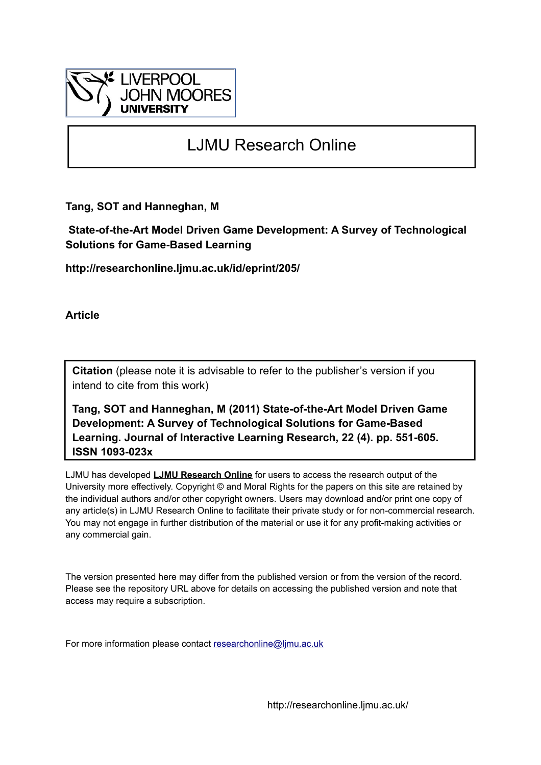LIVERPOOL JOHN MOORES UNIVERSITY

# LJMU Research Online

**Tang, SOT and Hanneghan, M**

**State-of-the-Art Model Driven Game Development: A Survey of Technological Solutions for Game-Based Learning**

**http://researchonline.ljmu.ac.uk/id/eprint/205/**

**Article**

**Citation** (please note it is advisable to refer to the publisher's version if you intend to cite from this work)

**Tang, SOT and Hanneghan, M (2011) State-of-the-Art Model Driven Game Development: A Survey of Technological Solutions for Game-Based Learning. Journal of Interactive Learning Research, 22 (4). pp. 551-605. ISSN 1093-023x**

LJMU has developed **LJMU Research Online** for users to access the research output of the University more effectively. Copyright © and Moral Rights for the papers on this site are retained by the individual authors and/or other copyright owners. Users may download and/or print one copy of any article(s) in LJMU Research Online to facilitate their private study or for non-commercial research. You may not engage in further distribution of the material or use it for any profit-making activities or any commercial gain.

The version presented here may differ from the published version or from the version of the record. Please see the repository URL above for details on accessing the published version and note that access may require a subscription.

For more information please contact researchonline@ljmu.ac.uk

http://researchonline.ljmu.ac.uk/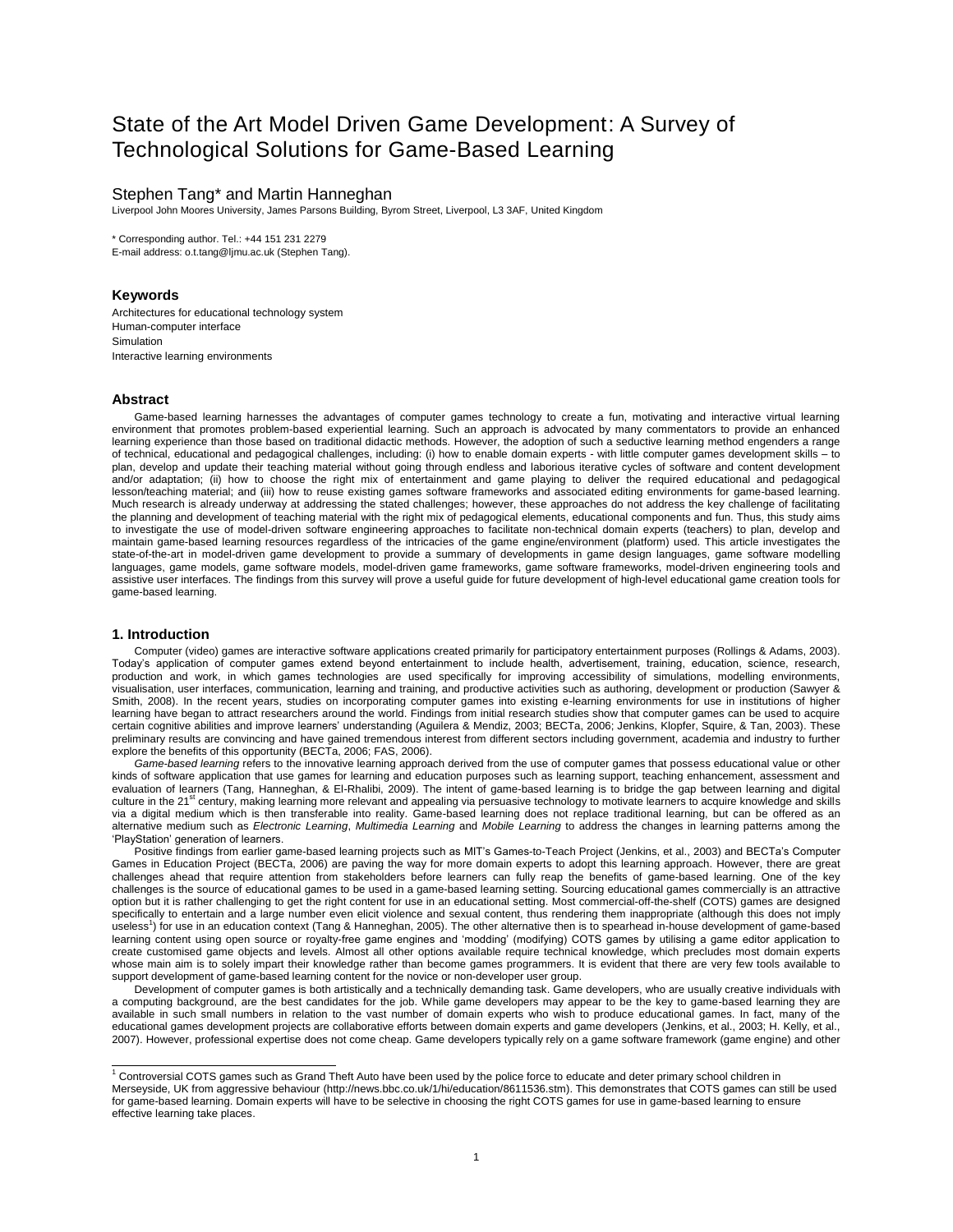# State of the Art Model Driven Game Development: A Survey of Technological Solutions for Game-Based Learning

Stephen Tang* and Martin Hanneghan

Liverpool John Moores University, James Parsons Building, Byrom Street, Liverpool, L3 3AF, United Kingdom

\* Corresponding author. Tel.: +44 151 231 2279
E-mail address: o.t.tang@ljmu.ac.uk (Stephen Tang).

### Keywords

Architectures for educational technology system
Human-computer interface
Simulation
Interactive learning environments

### Abstract

Game-based learning harnesses the advantages of computer games technology to create a fun, motivating and interactive virtual learning environment that promotes problem-based experiential learning. Such an approach is advocated by many commentators to provide an enhanced learning experience than those based on traditional didactic methods. However, the adoption of such a seductive learning method engenders a range of technical, educational and pedagogical challenges, including: (i) how to enable domain experts - with little computer games development skills – to plan, develop and update their teaching material without going through endless and laborious iterative cycles of software and content development and/or adaptation; (ii) how to choose the right mix of entertainment and game playing to deliver the required educational and pedagogical lesson/teaching material; and (iii) how to reuse existing games software frameworks and associated editing environments for game-based learning. Much research is already underway at addressing the stated challenges; however, these approaches do not address the key challenge of facilitating the planning and development of teaching material with the right mix of pedagogical elements, educational components and fun. Thus, this study aims to investigate the use of model-driven software engineering approaches to facilitate non-technical domain experts (teachers) to plan, develop and maintain game-based learning resources regardless of the intricacies of the game engine/environment (platform) used. This article investigates the state-of-the-art in model-driven game development to provide a summary of developments in game design languages, game software modelling languages, game models, game software models, model-driven game frameworks, game software frameworks, model-driven engineering tools and assistive user interfaces. The findings from this survey will prove a useful guide for future development of high-level educational game creation tools for game-based learning.

### 1. Introduction

Computer (video) games are interactive software applications created primarily for participatory entertainment purposes (Rollings & Adams, 2003). Today's application of computer games extend beyond entertainment to include health, advertisement, training, education, science, research, production and work, in which games technologies are used specifically for improving accessibility of simulations, modelling environments, visualisation, user interfaces, communication, learning and training, and productive activities such as authoring, development or production (Sawyer & Smith, 2008). In the recent years, studies on incorporating computer games into existing e-learning environments for use in institutions of higher learning have began to attract researchers around the world. Findings from initial research studies show that computer games can be used to acquire certain cognitive abilities and improve learners' understanding (Aguilera & Mendiz, 2003; BECTa, 2006; Jenkins, Klopfer, Squire, & Tan, 2003). These preliminary results are convincing and have gained tremendous interest from different sectors including government, academia and industry to further explore the benefits of this opportunity (BECTa, 2006; FAS, 2006).

*Game-based learning* refers to the innovative learning approach derived from the use of computer games that possess educational value or other kinds of software application that use games for learning and education purposes such as learning support, teaching enhancement, assessment and evaluation of learners (Tang, Hanneghan, & El-Rhalibi, 2009). The intent of game-based learning is to bridge the gap between learning and digital culture in the 21st century, making learning more relevant and appealing via persuasive technology to motivate learners to acquire knowledge and skills via a digital medium which is then transferable into reality. Game-based learning does not replace traditional learning, but can be offered as an alternative medium such as *Electronic Learning*, *Multimedia Learning* and *Mobile Learning* to address the changes in learning patterns among the 'PlayStation' generation of learners.

Positive findings from earlier game-based learning projects such as MIT's Games-to-Teach Project (Jenkins, et al., 2003) and BECTa's Computer Games in Education Project (BECTa, 2006) are paving the way for more domain experts to adopt this learning approach. However, there are great challenges ahead that require attention from stakeholders before learners can fully reap the benefits of game-based learning. One of the key challenges is the source of educational games to be used in a game-based learning setting. Sourcing educational games commercially is an attractive option but it is rather challenging to get the right content for use in an educational setting. Most commercial-off-the-shelf (COTS) games are designed specifically to entertain and a large number even elicit violence and sexual content, thus rendering them inappropriate (although this does not imply useless[1]) for use in an education context (Tang & Hanneghan, 2005). The other alternative then is to spearhead in-house development of game-based learning content using open source or royalty-free game engines and 'modding' (modifying) COTS games by utilising a game editor application to create customised game objects and levels. Almost all other options available require technical knowledge, which precludes most domain experts whose main aim is to solely impart their knowledge rather than become games programmers. It is evident that there are very few tools available to support development of game-based learning content for the novice or non-developer user group.

Development of computer games is both artistically and a technically demanding task. Game developers, who are usually creative individuals with a computing background, are the best candidates for the job. While game developers may appear to be the key to game-based learning they are available in such small numbers in relation to the vast number of domain experts who wish to produce educational games. In fact, many of the educational games development projects are collaborative efforts between domain experts and game developers (Jenkins, et al., 2003; H. Kelly, et al., 2007). However, professional expertise does not come cheap. Game developers typically rely on a game software framework (game engine) and other

[1] Controversial COTS games such as Grand Theft Auto have been used by the police force to educate and deter primary school children in Merseyside, UK from aggressive behaviour (http://news.bbc.co.uk/1/hi/education/8611536.stm). This demonstrates that COTS games can still be used for game-based learning. Domain experts will have to be selective in choosing the right COTS games for use in game-based learning to ensure effective learning take places.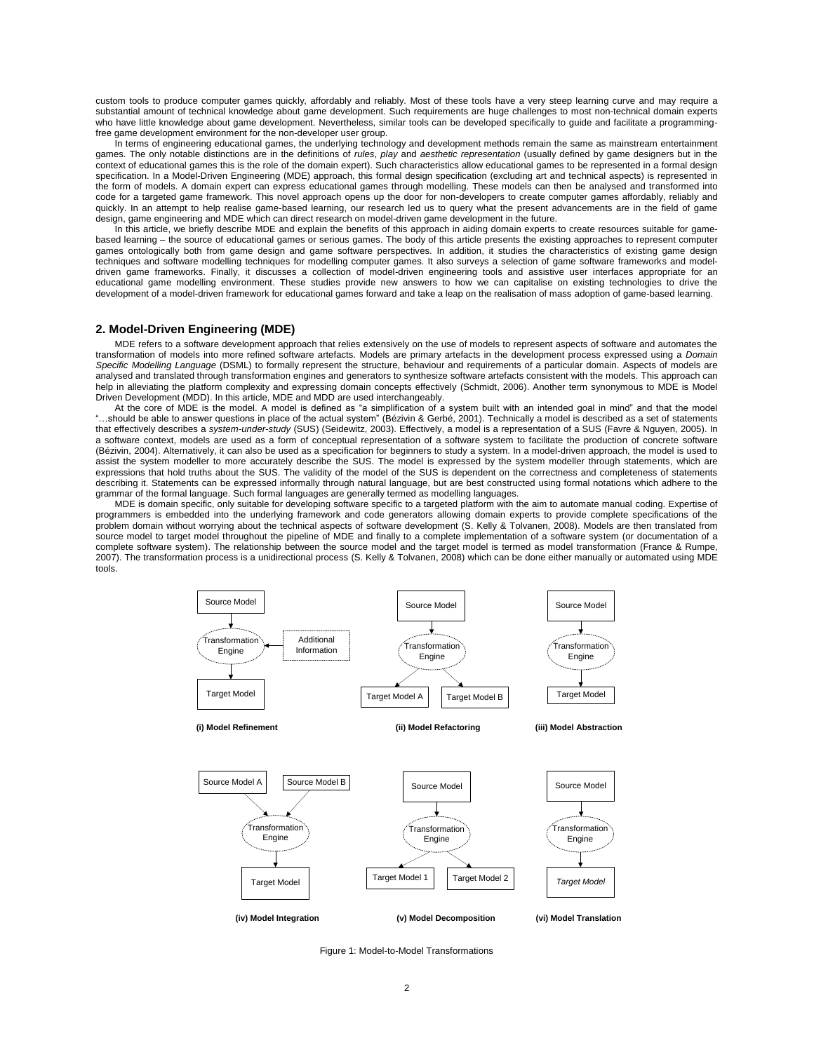custom tools to produce computer games quickly, affordably and reliably. Most of these tools have a very steep learning curve and may require a substantial amount of technical knowledge about game development. Such requirements are huge challenges to most non-technical domain experts who have little knowledge about game development. Nevertheless, similar tools can be developed specifically to guide and facilitate a programming-free game development environment for the non-developer user group.

In terms of engineering educational games, the underlying technology and development methods remain the same as mainstream entertainment games. The only notable distinctions are in the definitions of *rules*, *play* and *aesthetic representation* (usually defined by game designers but in the context of educational games this is the role of the domain expert). Such characteristics allow educational games to be represented in a formal design specification. In a Model-Driven Engineering (MDE) approach, this formal design specification (excluding art and technical aspects) is represented in the form of models. A domain expert can express educational games through modelling. These models can then be analysed and transformed into code for a targeted game framework. This novel approach opens up the door for non-developers to create computer games affordably, reliably and quickly. In an attempt to help realise game-based learning, our research led us to query what the present advancements are in the field of game design, game engineering and MDE which can direct research on model-driven game development in the future.

In this article, we briefly describe MDE and explain the benefits of this approach in aiding domain experts to create resources suitable for game-based learning – the source of educational games or serious games. The body of this article presents the existing approaches to represent computer games ontologically both from game design and game software perspectives. In addition, it studies the characteristics of existing game design techniques and software modelling techniques for modelling computer games. It also surveys a selection of game software frameworks and model-driven game frameworks. Finally, it discusses a collection of model-driven engineering tools and assistive user interfaces appropriate for an educational game modelling environment. These studies provide new answers to how we can capitalise on existing technologies to drive the development of a model-driven framework for educational games forward and take a leap on the realisation of mass adoption of game-based learning.

## 2. Model-Driven Engineering (MDE)

MDE refers to a software development approach that relies extensively on the use of models to represent aspects of software and automates the transformation of models into more refined software artefacts. Models are primary artefacts in the development process expressed using a *Domain Specific Modelling Language* (DSML) to formally represent the structure, behaviour and requirements of a particular domain. Aspects of models are analysed and translated through transformation engines and generators to synthesize software artefacts consistent with the models. This approach can help in alleviating the platform complexity and expressing domain concepts effectively (Schmidt, 2006). Another term synonymous to MDE is Model Driven Development (MDD). In this article, MDE and MDD are used interchangeably.

At the core of MDE is the model. A model is defined as "a simplification of a system built with an intended goal in mind" and that the model "…should be able to answer questions in place of the actual system" (Bézivin & Gerbé, 2001). Technically a model is described as a set of statements that effectively describes a *system-under-study* (SUS) (Seidewitz, 2003). Effectively, a model is a representation of a SUS (Favre & Nguyen, 2005). In a software context, models are used as a form of conceptual representation of a software system to facilitate the production of concrete software (Bézivin, 2004). Alternatively, it can also be used as a specification for beginners to study a system. In a model-driven approach, the model is used to assist the system modeller to more accurately describe the SUS. The model is expressed by the system modeller through statements, which are expressions that hold truths about the SUS. The validity of the model of the SUS is dependent on the correctness and completeness of statements describing it. Statements can be expressed informally through natural language, but are best constructed using formal notations which adhere to the grammar of the formal language. Such formal languages are generally termed as modelling languages.

MDE is domain specific, only suitable for developing software specific to a targeted platform with the aim to automate manual coding. Expertise of programmers is embedded into the underlying framework and code generators allowing domain experts to provide complete specifications of the problem domain without worrying about the technical aspects of software development (S. Kelly & Tolvanen, 2008). Models are then translated from source model to target model throughout the pipeline of MDE and finally to a complete implementation of a software system (or documentation of a complete software system). The relationship between the source model and the target model is termed as model transformation (France & Rumpe, 2007). The transformation process is a unidirectional process (S. Kelly & Tolvanen, 2008) which can be done either manually or automated using MDE tools.

Figure 1: Model-to-Model Transformations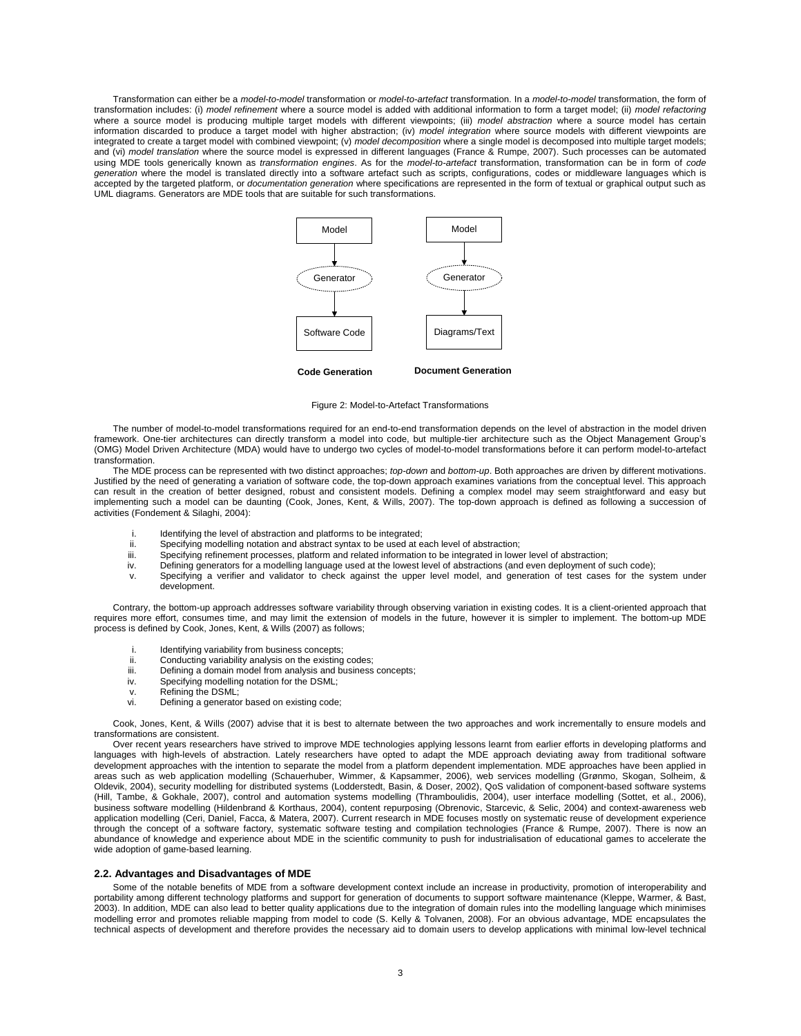Transformation can either be a *model-to-model* transformation or *model-to-artefact* transformation. In a *model-to-model* transformation, the form of transformation includes: (i) *model refinement* where a source model is added with additional information to form a target model; (ii) *model refactoring* where a source model is producing multiple target models with different viewpoints; (iii) *model abstraction* where a source model has certain information discarded to produce a target model with higher abstraction; (iv) *model integration* where source models with different viewpoints are integrated to create a target model with combined viewpoint; (v) *model decomposition* where a single model is decomposed into multiple target models; and (vi) *model translation* where the source model is expressed in different languages (France & Rumpe, 2007). Such processes can be automated using MDE tools generically known as *transformation engines*. As for the *model-to-artefact* transformation, transformation can be in form of *code generation* where the model is translated directly into a software artefact such as scripts, configurations, codes or middleware languages which is accepted by the targeted platform, or *documentation generation* where specifications are represented in the form of textual or graphical output such as UML diagrams. Generators are MDE tools that are suitable for such transformations.

Model → Generator → Software Code

**Code Generation**

Model → Generator → Diagrams/Text

**Document Generation**

Figure 2: Model-to-Artefact Transformations

The number of model-to-model transformations required for an end-to-end transformation depends on the level of abstraction in the model driven framework. One-tier architectures can directly transform a model into code, but multiple-tier architecture such as the Object Management Group's (OMG) Model Driven Architecture (MDA) would have to undergo two cycles of model-to-model transformations before it can perform model-to-artefact transformation.

The MDE process can be represented with two distinct approaches; *top-down* and *bottom-up*. Both approaches are driven by different motivations. Justified by the need of generating a variation of software code, the top-down approach examines variations from the conceptual level. This approach can result in the creation of better designed, robust and consistent models. Defining a complex model may seem straightforward and easy but implementing such a model can be daunting (Cook, Jones, Kent, & Wills, 2007). The top-down approach is defined as following a succession of activities (Fondement & Silaghi, 2004):

i. Identifying the level of abstraction and platforms to be integrated;
ii. Specifying modelling notation and abstract syntax to be used at each level of abstraction;
iii. Specifying refinement processes, platform and related information to be integrated in lower level of abstraction;
iv. Defining generators for a modelling language used at the lowest level of abstractions (and even deployment of such code);
v. Specifying a verifier and validator to check against the upper level model, and generation of test cases for the system under development.

Contrary, the bottom-up approach addresses software variability through observing variation in existing codes. It is a client-oriented approach that requires more effort, consumes time, and may limit the extension of models in the future, however it is simpler to implement. The bottom-up MDE process is defined by Cook, Jones, Kent, & Wills (2007) as follows;

i. Identifying variability from business concepts;
ii. Conducting variability analysis on the existing codes;
iii. Defining a domain model from analysis and business concepts;
iv. Specifying modelling notation for the DSML;
v. Refining the DSML;
vi. Defining a generator based on existing code;

Cook, Jones, Kent, & Wills (2007) advise that it is best to alternate between the two approaches and work incrementally to ensure models and transformations are consistent.

Over recent years researchers have strived to improve MDE technologies applying lessons learnt from earlier efforts in developing platforms and languages with high-levels of abstraction. Lately researchers have opted to adapt the MDE approach deviating away from traditional software development approaches with the intention to separate the model from a platform dependent implementation. MDE approaches have been applied in areas such as web application modelling (Schauerhuber, Wimmer, & Kapsammer, 2006), web services modelling (Grønmo, Skogan, Solheim, & Oldevik, 2004), security modelling for distributed systems (Lodderstedt, Basin, & Doser, 2002), QoS validation of component-based software systems (Hill, Tambe, & Gokhale, 2007), control and automation systems modelling (Thramboulidis, 2004), user interface modelling (Sottet, et al., 2006), business software modelling (Hildenbrand & Korthaus, 2004), content repurposing (Obrenovic, Starcevic, & Selic, 2004) and context-awareness web application modelling (Ceri, Daniel, Facca, & Matera, 2007). Current research in MDE focuses mostly on systematic reuse of development experience through the concept of a software factory, systematic software testing and compilation technologies (France & Rumpe, 2007). There is now an abundance of knowledge and experience about MDE in the scientific community to push for industrialisation of educational games to accelerate the wide adoption of game-based learning.

### 2.2. Advantages and Disadvantages of MDE

Some of the notable benefits of MDE from a software development context include an increase in productivity, promotion of interoperability and portability among different technology platforms and support for generation of documents to support software maintenance (Kleppe, Warmer, & Bast, 2003). In addition, MDE can also lead to better quality applications due to the integration of domain rules into the modelling language which minimises modelling error and promotes reliable mapping from model to code (S. Kelly & Tolvanen, 2008). For an obvious advantage, MDE encapsulates the technical aspects of development and therefore provides the necessary aid to domain users to develop applications with minimal low-level technical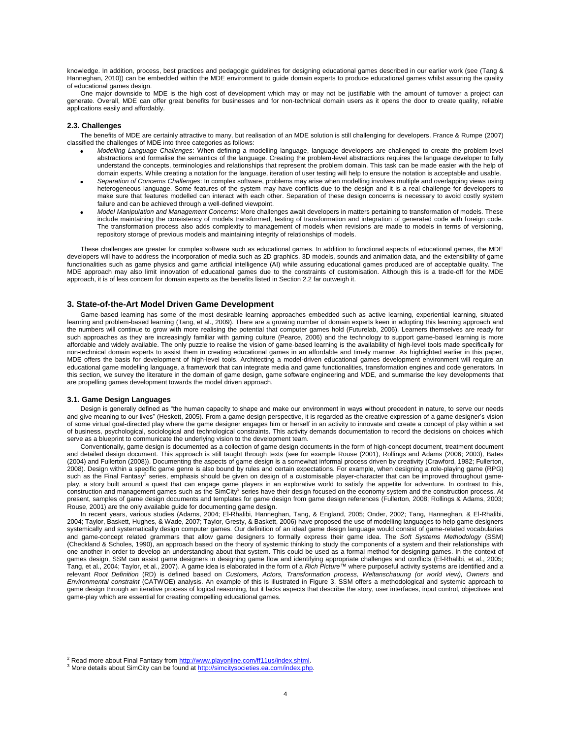knowledge. In addition, process, best practices and pedagogic guidelines for designing educational games described in our earlier work (see (Tang & Hanneghan, 2010)) can be embedded within the MDE environment to guide domain experts to produce educational games whilst assuring the quality of educational games design.

One major downside to MDE is the high cost of development which may or may not be justifiable with the amount of turnover a project can generate. Overall, MDE can offer great benefits for businesses and for non-technical domain users as it opens the door to create quality, reliable applications easily and affordably.

### 2.3. Challenges

The benefits of MDE are certainly attractive to many, but realisation of an MDE solution is still challenging for developers. France & Rumpe (2007) classified the challenges of MDE into three categories as follows:

- *Modelling Language Challenges*: When defining a modelling language, language developers are challenged to create the problem-level abstractions and formalise the semantics of the language. Creating the problem-level abstractions requires the language developer to fully understand the concepts, terminologies and relationships that represent the problem domain. This task can be made easier with the help of domain experts. While creating a notation for the language, iteration of user testing will help to ensure the notation is acceptable and usable.
- *Separation of Concerns Challenges*: In complex software, problems may arise when modelling involves multiple and overlapping views using heterogeneous language. Some features of the system may have conflicts due to the design and it is a real challenge for developers to make sure that features modelled can interact with each other. Separation of these design concerns is necessary to avoid costly system failure and can be achieved through a well-defined viewpoint.
- *Model Manipulation and Management Concerns*: More challenges await developers in matters pertaining to transformation of models. These include maintaining the consistency of models transformed, testing of transformation and integration of generated code with foreign code. The transformation process also adds complexity to management of models when revisions are made to models in terms of versioning, repository storage of previous models and maintaining integrity of relationships of models.

These challenges are greater for complex software such as educational games. In addition to functional aspects of educational games, the MDE developers will have to address the incorporation of media such as 2D graphics, 3D models, sounds and animation data, and the extensibility of game functionalities such as game physics and game artificial intelligence (AI) while assuring educational games produced are of acceptable quality. The MDE approach may also limit innovation of educational games due to the constraints of customisation. Although this is a trade-off for the MDE approach, it is of less concern for domain experts as the benefits listed in Section 2.2 far outweigh it.

## 3. State-of-the-Art Model Driven Game Development

Game-based learning has some of the most desirable learning approaches embedded such as active learning, experiential learning, situated learning and problem-based learning (Tang, et al., 2009). There are a growing number of domain experts keen in adopting this learning approach and the numbers will continue to grow with more realising the potential that computer games hold (Futurelab, 2006). Learners themselves are ready for such approaches as they are increasingly familiar with gaming culture (Pearce, 2006) and the technology to support game-based learning is more affordable and widely available. The only puzzle to realise the vision of game-based learning is the availability of high-level tools made specifically for non-technical domain experts to assist them in creating educational games in an affordable and timely manner. As highlighted earlier in this paper, MDE offers the basis for development of high-level tools. Architecting a model-driven educational games development environment will require an educational game modelling language, a framework that can integrate media and game functionalities, transformation engines and code generators. In this section, we survey the literature in the domain of game design, game software engineering and MDE, and summarise the key developments that are propelling games development towards the model driven approach.

### 3.1. Game Design Languages

Design is generally defined as "the human capacity to shape and make our environment in ways without precedent in nature, to serve our needs and give meaning to our lives" (Heskett, 2005). From a game design perspective, it is regarded as the creative expression of a game designer's vision of some virtual goal-directed play where the game designer engages him or herself in an activity to innovate and create a concept of play within a set of business, psychological, sociological and technological constraints. This activity demands documentation to record the decisions on choices which serve as a blueprint to communicate the underlying vision to the development team.

Conventionally, game design is documented as a collection of game design documents in the form of high-concept document, treatment document and detailed design document. This approach is still taught through texts (see for example Rouse (2001), Rollings and Adams (2006; 2003), Bates (2004) and Fullerton (2008)). Documenting the aspects of game design is a somewhat informal process driven by creativity (Crawford, 1982; Fullerton, 2008). Design within a specific game genre is also bound by rules and certain expectations. For example, when designing a role-playing game (RPG) such as the Final Fantasy[2] series, emphasis should be given on design of a customisable player-character that can be improved throughout game-play, a story built around a quest that can engage game players in an explorative world to satisfy the appetite for adventure. In contrast to this, construction and management games such as the SimCity[3] series have their design focused on the economy system and the construction process. At present, samples of game design documents and templates for game design from game design references (Fullerton, 2008; Rollings & Adams, 2003; Rouse, 2001) are the only available guide for documenting game design.

In recent years, various studies (Adams, 2004; El-Rhalibi, Hanneghan, Tang, & England, 2005; Onder, 2002; Tang, Hanneghan, & El-Rhalibi, 2004; Taylor, Baskett, Hughes, & Wade, 2007; Taylor, Gresty, & Baskett, 2006) have proposed the use of modelling languages to help game designers systemically and systematically design computer games. Our definition of an ideal game design language would consist of game-related vocabularies and game-concept related grammars that allow game designers to formally express their game idea. The *Soft Systems Methodology* (SSM) (Checkland & Scholes, 1990), an approach based on the theory of systemic thinking to study the components of a system and their relationships with one another in order to develop an understanding about that system. This could be used as a formal method for designing games. In the context of games design, SSM can assist game designers in designing game flow and identifying appropriate challenges and conflicts (El-Rhalibi, et al., 2005; Tang, et al., 2004; Taylor, et al., 2007). A game idea is elaborated in the form of a *Rich Picture™* where purposeful activity systems are identified and a relevant *Root Definition* (RD) is defined based on *Customers, Actors, Transformation process, Weltanschauung (or world view), Owners* and *Environmental constraint* (CATWOE) analysis. An example of this is illustrated in Figure 3. SSM offers a methodological and systemic approach to game design through an iterative process of logical reasoning, but it lacks aspects that describe the story, user interfaces, input control, objectives and game-play which are essential for creating compelling educational games.

---

[2] Read more about Final Fantasy from http://www.playonline.com/ff11us/index.shtml.

[3] More details about SimCity can be found at http://simcitysocieties.ea.com/index.php.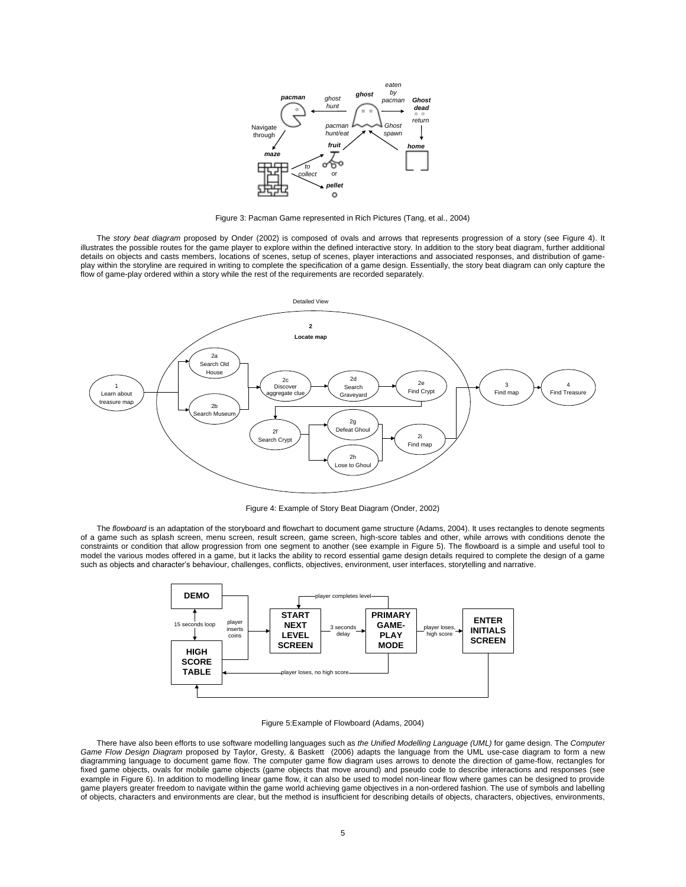Figure 3: Pacman Game represented in Rich Pictures (Tang, et al., 2004)

The *story beat diagram* proposed by Onder (2002) is composed of ovals and arrows that represents progression of a story (see Figure 4). It illustrates the possible routes for the game player to explore within the defined interactive story. In addition to the story beat diagram, further additional details on objects and casts members, locations of scenes, setup of scenes, player interactions and associated responses, and distribution of game-play within the storyline are required in writing to complete the specification of a game design. Essentially, the story beat diagram can only capture the flow of game-play ordered within a story while the rest of the requirements are recorded separately.

Figure 4: Example of Story Beat Diagram (Onder, 2002)

The *flowboard* is an adaptation of the storyboard and flowchart to document game structure (Adams, 2004). It uses rectangles to denote segments of a game such as splash screen, menu screen, result screen, game screen, high-score tables and other, while arrows with conditions denote the constraints or condition that allow progression from one segment to another (see example in Figure 5). The flowboard is a simple and useful tool to model the various modes offered in a game, but it lacks the ability to record essential game design details required to complete the design of a game such as objects and character's behaviour, challenges, conflicts, objectives, environment, user interfaces, storytelling and narrative.

Figure 5:Example of Flowboard (Adams, 2004)

There have also been efforts to use software modelling languages such as *the Unified Modelling Language (UML)* for game design. The *Computer Game Flow Design Diagram* proposed by Taylor, Gresty, & Baskett (2006) adapts the language from the UML use-case diagram to form a new diagramming language to document game flow. The computer game flow diagram uses arrows to denote the direction of game-flow, rectangles for fixed game objects, ovals for mobile game objects (game objects that move around) and pseudo code to describe interactions and responses (see example in Figure 6). In addition to modelling linear game flow, it can also be used to model non-linear flow where games can be designed to provide game players greater freedom to navigate within the game world achieving game objectives in a non-ordered fashion. The use of symbols and labelling of objects, characters and environments are clear, but the method is insufficient for describing details of objects, characters, objectives, environments,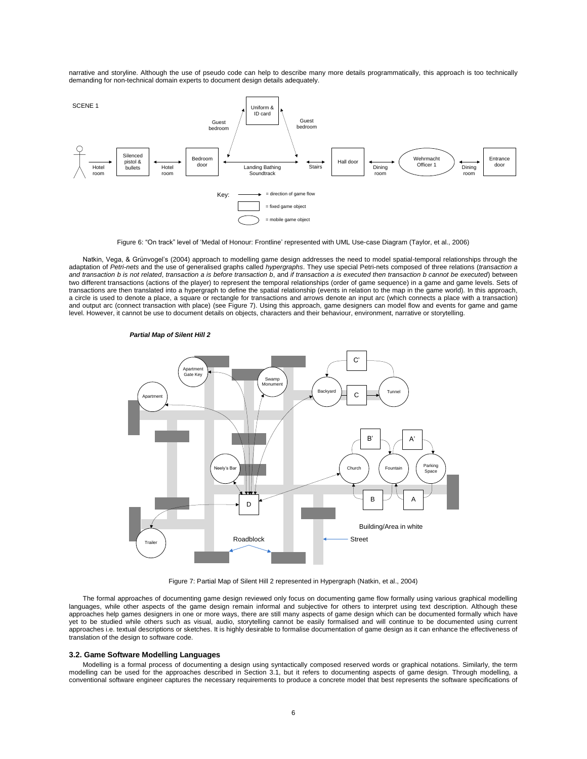narrative and storyline. Although the use of pseudo code can help to describe many more details programmatically, this approach is too technically demanding for non-technical domain experts to document design details adequately.

Figure 6: "On track" level of 'Medal of Honour: Frontline' represented with UML Use-case Diagram (Taylor, et al., 2006)

Natkin, Vega, & Grünvogel's (2004) approach to modelling game design addresses the need to model spatial-temporal relationships through the adaptation of *Petri-nets* and the use of generalised graphs called *hypergraphs*. They use special Petri-nets composed of three relations (*transaction a and transaction b is not related*, *transaction a is before transaction b*, and *if transaction a is executed then transaction b cannot be executed*) between two different transactions (actions of the player) to represent the temporal relationships (order of game sequence) in a game and game levels. Sets of transactions are then translated into a hypergraph to define the spatial relationship (events in relation to the map in the game world). In this approach, a circle is used to denote a place, a square or rectangle for transactions and arrows denote an input arc (which connects a place with a transaction) and output arc (connect transaction with place) (see Figure 7). Using this approach, game designers can model flow and events for game and game level. However, it cannot be use to document details on objects, characters and their behaviour, environment, narrative or storytelling.

Figure 7: Partial Map of Silent Hill 2 represented in Hypergraph (Natkin, et al., 2004)

The formal approaches of documenting game design reviewed only focus on documenting game flow formally using various graphical modelling languages, while other aspects of the game design remain informal and subjective for others to interpret using text description. Although these approaches help games designers in one or more ways, there are still many aspects of game design which can be documented formally which have yet to be studied while others such as visual, audio, storytelling cannot be easily formalised and will continue to be documented using current approaches i.e. textual descriptions or sketches. It is highly desirable to formalise documentation of game design as it can enhance the effectiveness of translation of the design to software code.

### 3.2. Game Software Modelling Languages

Modelling is a formal process of documenting a design using syntactically composed reserved words or graphical notations. Similarly, the term modelling can be used for the approaches described in Section 3.1, but it refers to documenting aspects of game design. Through modelling, a conventional software engineer captures the necessary requirements to produce a concrete model that best represents the software specifications of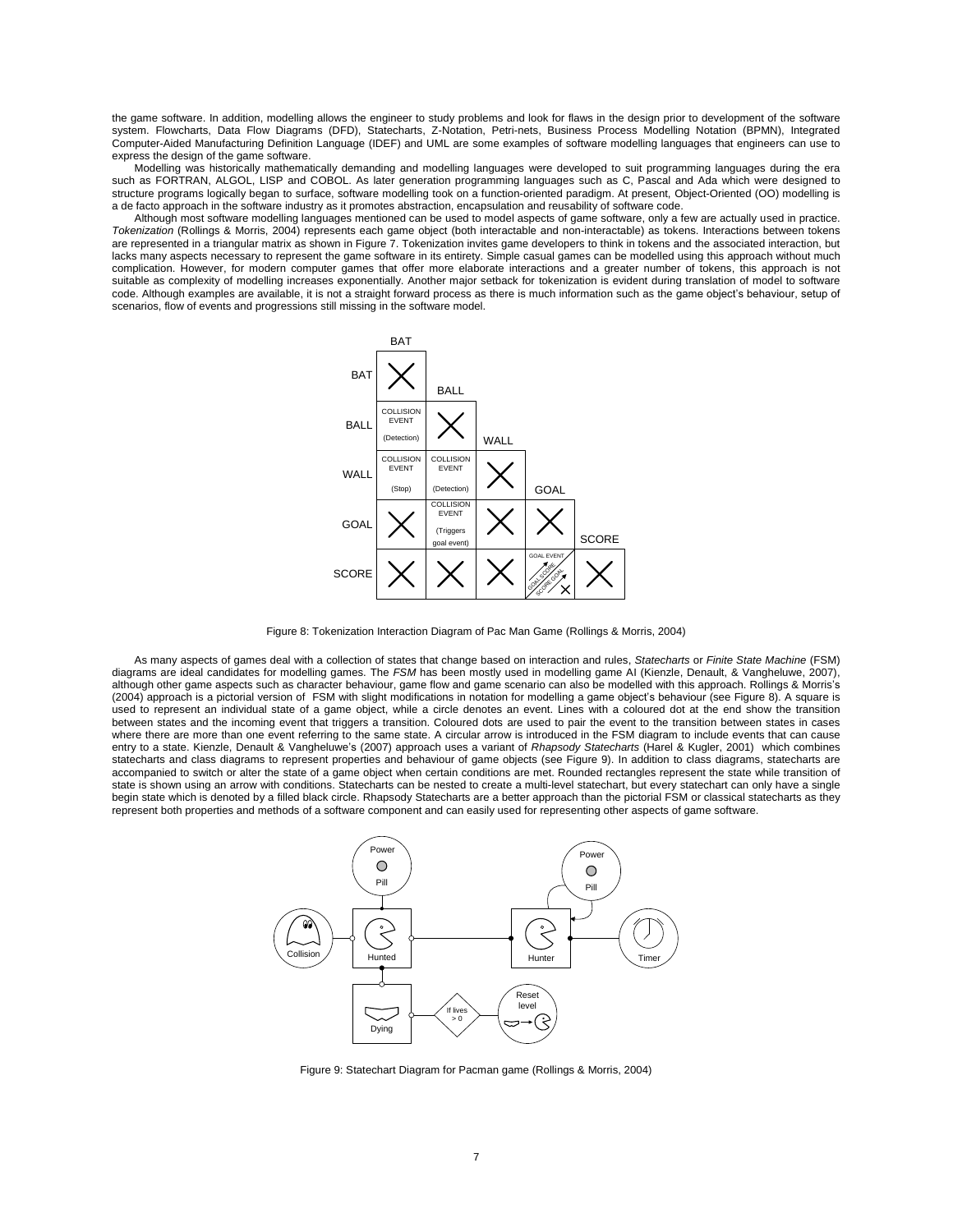the game software. In addition, modelling allows the engineer to study problems and look for flaws in the design prior to development of the software system. Flowcharts, Data Flow Diagrams (DFD), Statecharts, Z-Notation, Petri-nets, Business Process Modelling Notation (BPMN), Integrated Computer-Aided Manufacturing Definition Language (IDEF) and UML are some examples of software modelling languages that engineers can use to express the design of the game software.

Modelling was historically mathematically demanding and modelling languages were developed to suit programming languages during the era such as FORTRAN, ALGOL, LISP and COBOL. As later generation programming languages such as C, Pascal and Ada which were designed to structure programs logically began to surface, software modelling took on a function-oriented paradigm. At present, Object-Oriented (OO) modelling is a de facto approach in the software industry as it promotes abstraction, encapsulation and reusability of software code.

Although most software modelling languages mentioned can be used to model aspects of game software, only a few are actually used in practice. *Tokenization* (Rollings & Morris, 2004) represents each game object (both interactable and non-interactable) as tokens. Interactions between tokens are represented in a triangular matrix as shown in Figure 7. Tokenization invites game developers to think in tokens and the associated interaction, but lacks many aspects necessary to represent the game software in its entirety. Simple casual games can be modelled using this approach without much complication. However, for modern computer games that offer more elaborate interactions and a greater number of tokens, this approach is not suitable as complexity of modelling increases exponentially. Another major setback for tokenization is evident during translation of model to software code. Although examples are available, it is not a straight forward process as there is much information such as the game object's behaviour, setup of scenarios, flow of events and progressions still missing in the software model.

| | BAT | BALL | WALL | GOAL | SCORE |
|---|---|---|---|---|---|
| BAT | X | | | | |
| BALL | COLLISION EVENT (Detection) | X | | | |
| WALL | COLLISION EVENT (Stop) | COLLISION EVENT (Detection) | X | | |
| GOAL | X | COLLISION EVENT (Triggers goal event) | X | X | |
| SCORE | X | X | X | GOAL EVENT / GOAL SCORE / SCORE GOAL | X |

Figure 8: Tokenization Interaction Diagram of Pac Man Game (Rollings & Morris, 2004)

As many aspects of games deal with a collection of states that change based on interaction and rules, *Statecharts* or *Finite State Machine* (FSM) diagrams are ideal candidates for modelling games. The *FSM* has been mostly used in modelling game AI (Kienzle, Denault, & Vangheluwe, 2007), although other game aspects such as character behaviour, game flow and game scenario can also be modelled with this approach. Rollings & Morris's (2004) approach is a pictorial version of FSM with slight modifications in notation for modelling a game object's behaviour (see Figure 8). A square is used to represent an individual state of a game object, while a circle denotes an event. Lines with a coloured dot at the end show the transition between states and the incoming event that triggers a transition. Coloured dots are used to pair the event to the transition between states in cases where there are more than one event referring to the same state. A circular arrow is introduced in the FSM diagram to include events that can cause entry to a state. Kienzle, Denault & Vangheluwe's (2007) approach uses a variant of *Rhapsody Statecharts* (Harel & Kugler, 2001) which combines statecharts and class diagrams to represent properties and behaviour of game objects (see Figure 9). In addition to class diagrams, statecharts are accompanied to switch or alter the state of a game object when certain conditions are met. Rounded rectangles represent the state while transition of state is shown using an arrow with conditions. Statecharts can be nested to create a multi-level statechart, but every statechart can only have a single begin state which is denoted by a filled black circle. Rhapsody Statecharts are a better approach than the pictorial FSM or classical statecharts as they represent both properties and methods of a software component and can easily used for representing other aspects of game software.

Figure 9: Statechart Diagram for Pacman game (Rollings & Morris, 2004)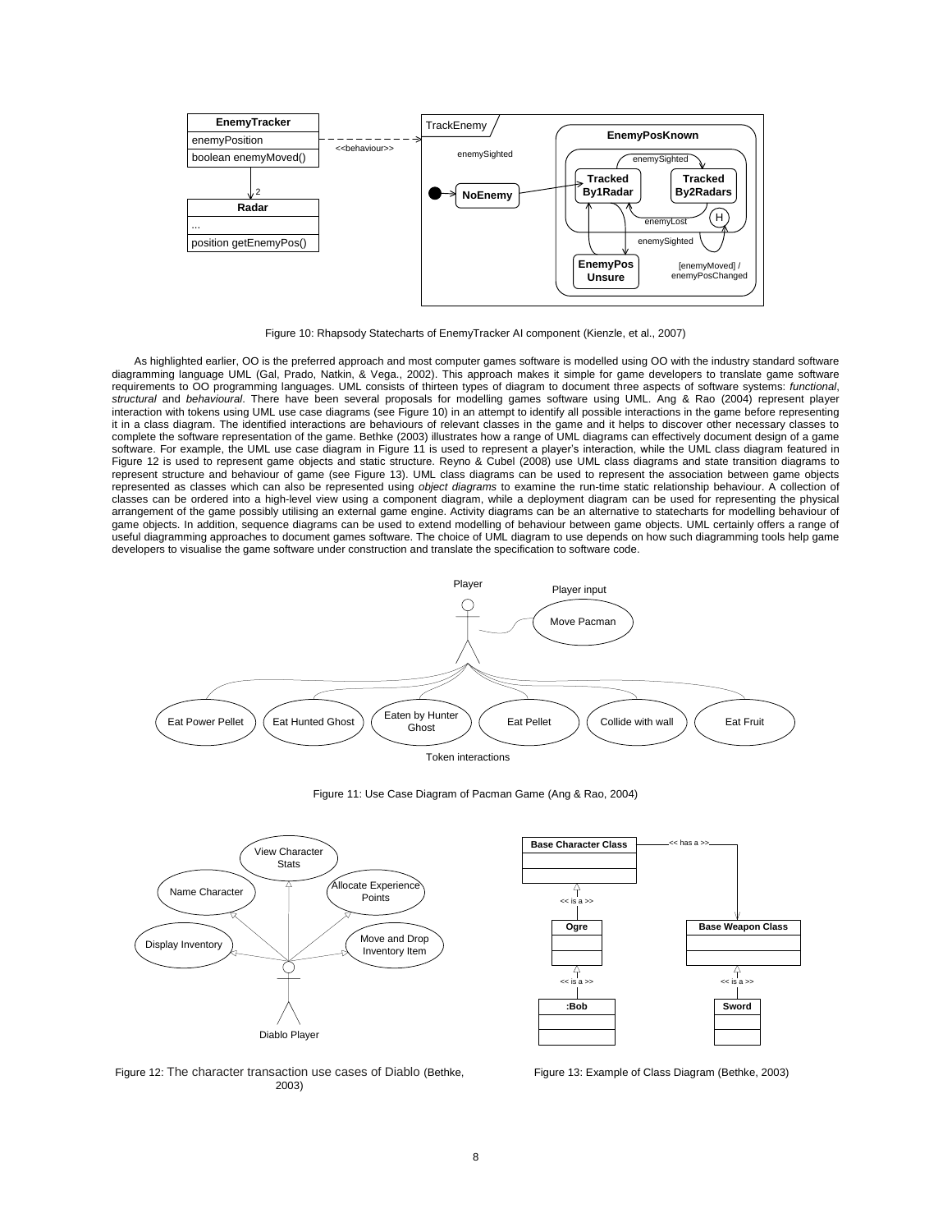Figure 10: Rhapsody Statecharts of EnemyTracker AI component (Kienzle, et al., 2007)

As highlighted earlier, OO is the preferred approach and most computer games software is modelled using OO with the industry standard software diagramming language UML (Gal, Prado, Natkin, & Vega., 2002). This approach makes it simple for game developers to translate game software requirements to OO programming languages. UML consists of thirteen types of diagram to document three aspects of software systems: *functional*, *structural* and *behavioural*. There have been several proposals for modelling games software using UML. Ang & Rao (2004) represent player interaction with tokens using UML use case diagrams (see Figure 10) in an attempt to identify all possible interactions in the game before representing it in a class diagram. The identified interactions are behaviours of relevant classes in the game and it helps to discover other necessary classes to complete the software representation of the game. Bethke (2003) illustrates how a range of UML diagrams can effectively document design of a game software. For example, the UML use case diagram in Figure 11 is used to represent a player's interaction, while the UML class diagram featured in Figure 12 is used to represent game objects and static structure. Reyno & Cubel (2008) use UML class diagrams and state transition diagrams to represent structure and behaviour of game (see Figure 13). UML class diagrams can be used to represent the association between game objects represented as classes which can also be represented using *object diagrams* to examine the run-time static relationship behaviour. A collection of classes can be ordered into a high-level view using a component diagram, while a deployment diagram can be used for representing the physical arrangement of the game possibly utilising an external game engine. Activity diagrams can be an alternative to statecharts for modelling behaviour of game objects. In addition, sequence diagrams can be used to extend modelling of behaviour between game objects. UML certainly offers a range of useful diagramming approaches to document games software. The choice of UML diagram to use depends on how such diagramming tools help game developers to visualise the game software under construction and translate the specification to software code.

Figure 11: Use Case Diagram of Pacman Game (Ang & Rao, 2004)

Figure 12: The character transaction use cases of Diablo (Bethke, 2003)

Figure 13: Example of Class Diagram (Bethke, 2003)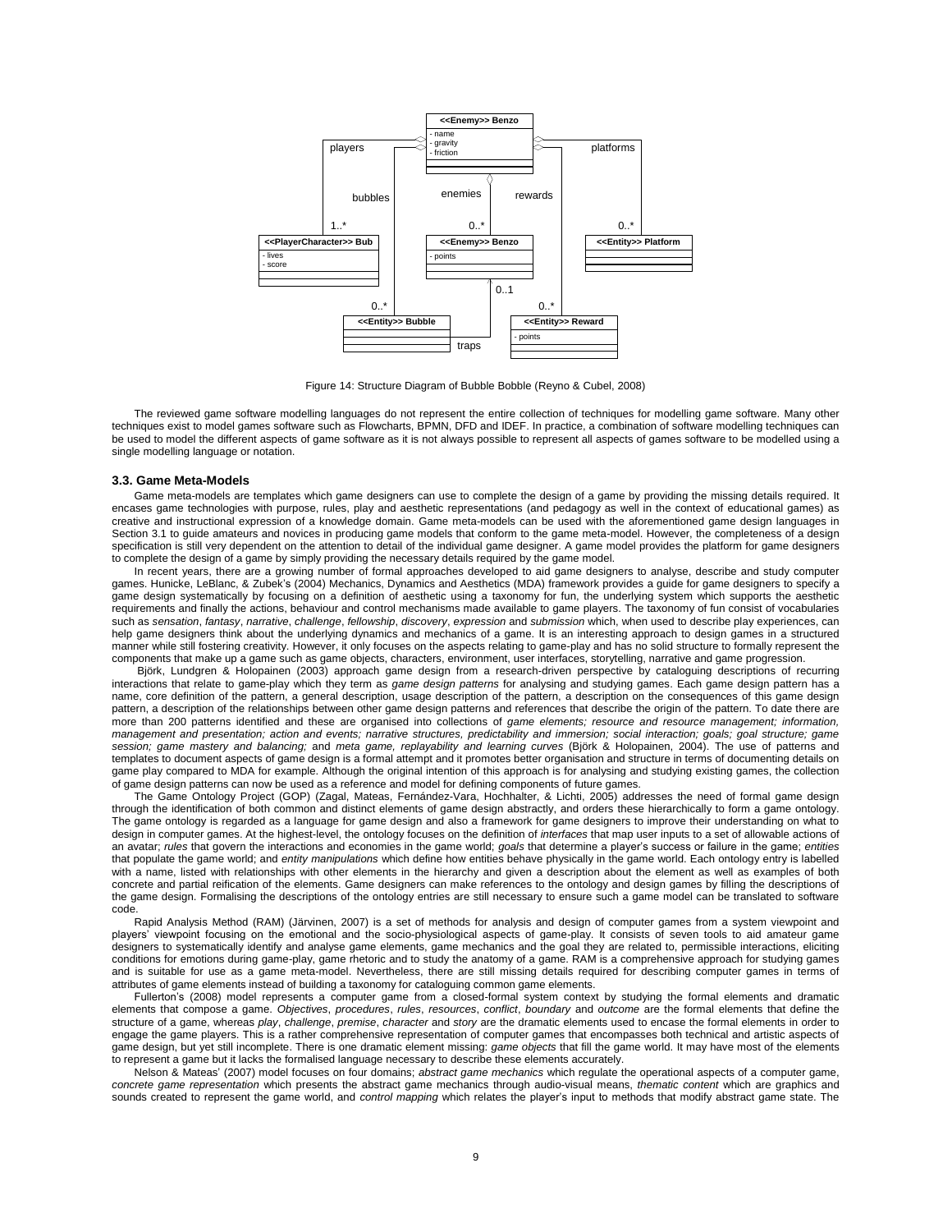Figure 14: Structure Diagram of Bubble Bobble (Reyno & Cubel, 2008)

The reviewed game software modelling languages do not represent the entire collection of techniques for modelling game software. Many other techniques exist to model games software such as Flowcharts, BPMN, DFD and IDEF. In practice, a combination of software modelling techniques can be used to model the different aspects of game software as it is not always possible to represent all aspects of games software to be modelled using a single modelling language or notation.

### 3.3. Game Meta-Models

Game meta-models are templates which game designers can use to complete the design of a game by providing the missing details required. It encases game technologies with purpose, rules, play and aesthetic representations (and pedagogy as well in the context of educational games) as creative and instructional expression of a knowledge domain. Game meta-models can be used with the aforementioned game design languages in Section 3.1 to guide amateurs and novices in producing game models that conform to the game meta-model. However, the completeness of a design specification is still very dependent on the attention to detail of the individual game designer. A game model provides the platform for game designers to complete the design of a game by simply providing the necessary details required by the game model.

In recent years, there are a growing number of formal approaches developed to aid game designers to analyse, describe and study computer games. Hunicke, LeBlanc, & Zubek's (2004) Mechanics, Dynamics and Aesthetics (MDA) framework provides a guide for game designers to specify a game design systematically by focusing on a definition of aesthetic using a taxonomy for fun, the underlying system which supports the aesthetic requirements and finally the actions, behaviour and control mechanisms made available to game players. The taxonomy of fun consist of vocabularies such as *sensation*, *fantasy*, *narrative*, *challenge*, *fellowship*, *discovery*, *expression* and *submission* which, when used to describe play experiences, can help game designers think about the underlying dynamics and mechanics of a game. It is an interesting approach to design games in a structured manner while still fostering creativity. However, it only focuses on the aspects relating to game-play and has no solid structure to formally represent the components that make up a game such as game objects, characters, environment, user interfaces, storytelling, narrative and game progression.

Björk, Lundgren & Holopainen (2003) approach game design from a research-driven perspective by cataloguing descriptions of recurring interactions that relate to game-play which they term as *game design patterns* for analysing and studying games. Each game design pattern has a name, core definition of the pattern, a general description, usage description of the pattern, a description on the consequences of this game design pattern, a description of the relationships between other game design patterns and references that describe the origin of the pattern. To date there are more than 200 patterns identified and these are organised into collections of *game elements; resource and resource management; information, management and presentation; action and events; narrative structures, predictability and immersion; social interaction; goals; goal structure; game session; game mastery and balancing;* and *meta game, replayability and learning curves* (Björk & Holopainen, 2004). The use of patterns and templates to document aspects of game design is a formal attempt and it promotes better organisation and structure in terms of documenting details on game play compared to MDA for example. Although the original intention of this approach is for analysing and studying existing games, the collection of game design patterns can now be used as a reference and model for defining components of future games.

The Game Ontology Project (GOP) (Zagal, Mateas, Fernández-Vara, Hochhalter, & Lichti, 2005) addresses the need of formal game design through the identification of both common and distinct elements of game design abstractly, and orders these hierarchically to form a game ontology. The game ontology is regarded as a language for game design and also a framework for game designers to improve their understanding on what to design in computer games. At the highest-level, the ontology focuses on the definition of *interfaces* that map user inputs to a set of allowable actions of an avatar; *rules* that govern the interactions and economies in the game world; *goals* that determine a player's success or failure in the game; *entities* that populate the game world; and *entity manipulations* which define how entities behave physically in the game world. Each ontology entry is labelled with a name, listed with relationships with other elements in the hierarchy and given a description about the element as well as examples of both concrete and partial reification of the elements. Game designers can make references to the ontology and design games by filling the descriptions of the game design. Formalising the descriptions of the ontology entries are still necessary to ensure such a game model can be translated to software code.

Rapid Analysis Method (RAM) (Järvinen, 2007) is a set of methods for analysis and design of computer games from a system viewpoint and players' viewpoint focusing on the emotional and the socio-physiological aspects of game-play. It consists of seven tools to aid amateur game designers to systematically identify and analyse game elements, game mechanics and the goal they are related to, permissible interactions, eliciting conditions for emotions during game-play, game rhetoric and to study the anatomy of a game. RAM is a comprehensive approach for studying games and is suitable for use as a game meta-model. Nevertheless, there are still missing details required for describing computer games in terms of attributes of game elements instead of building a taxonomy for cataloguing common game elements.

Fullerton's (2008) model represents a computer game from a closed-formal system context by studying the formal elements and dramatic elements that compose a game. *Objectives*, *procedures*, *rules*, *resources*, *conflict*, *boundary* and *outcome* are the formal elements that define the structure of a game, whereas *play*, *challenge*, *premise*, *character* and *story* are the dramatic elements used to encase the formal elements in order to engage the game players. This is a rather comprehensive representation of computer games that encompasses both technical and artistic aspects of game design, but yet still incomplete. There is one dramatic element missing: *game objects* that fill the game world. It may have most of the elements to represent a game but it lacks the formalised language necessary to describe these elements accurately.

Nelson & Mateas' (2007) model focuses on four domains; *abstract game mechanics* which regulate the operational aspects of a computer game, *concrete game representation* which presents the abstract game mechanics through audio-visual means, *thematic content* which are graphics and sounds created to represent the game world, and *control mapping* which relates the player's input to methods that modify abstract game state. The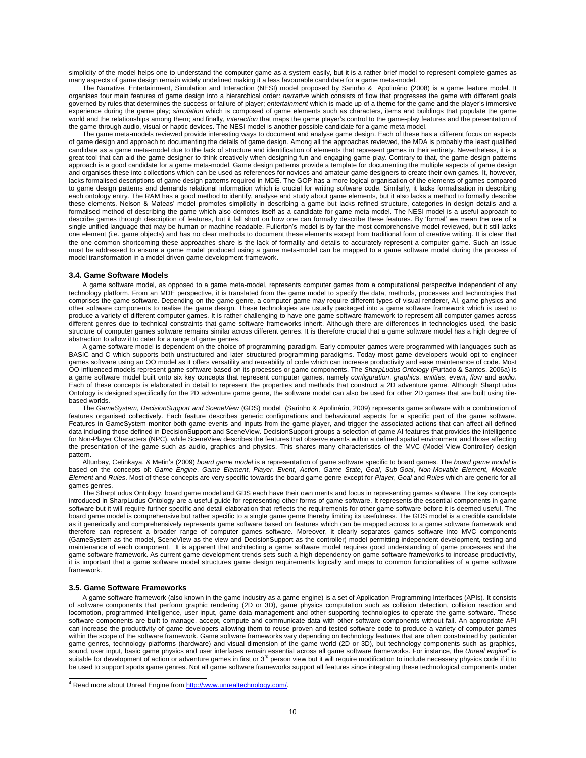simplicity of the model helps one to understand the computer game as a system easily, but it is a rather brief model to represent complete games as many aspects of game design remain widely undefined making it a less favourable candidate for a game meta-model.

The Narrative, Entertainment, Simulation and Interaction (NESI) model proposed by Sarinho & Apolinário (2008) is a game feature model. It organises four main features of game design into a hierarchical order: *narrative* which consists of flow that progresses the game with different goals governed by rules that determines the success or failure of player; *entertainment* which is made up of a theme for the game and the player's immersive experience during the game play; *simulation* which is composed of game elements such as characters, items and buildings that populate the game world and the relationships among them; and finally, *interaction* that maps the game player's control to the game-play features and the presentation of the game through audio, visual or haptic devices. The NESI model is another possible candidate for a game meta-model.

The game meta-models reviewed provide interesting ways to document and analyse game design. Each of these has a different focus on aspects of game design and approach to documenting the details of game design. Among all the approaches reviewed, the MDA is probably the least qualified candidate as a game meta-model due to the lack of structure and identification of elements that represent games in their entirety. Nevertheless, it is a great tool that can aid the game designer to think creatively when designing fun and engaging game-play. Contrary to that, the game design patterns approach is a good candidate for a game meta-model. Game design patterns provide a template for documenting the multiple aspects of game design and organises these into collections which can be used as references for novices and amateur game designers to create their own games. It, however, lacks formalised descriptions of game design patterns required in MDE. The GOP has a more logical organisation of the elements of games compared to game design patterns and demands relational information which is crucial for writing software code. Similarly, it lacks formalisation in describing each ontology entry. The RAM has a good method to identify, analyse and study about game elements, but it also lacks a method to formally describe these elements. Nelson & Mateas' model promotes simplicity in describing a game but lacks refined structure, categories in design details and a formalised method of describing the game which also demotes itself as a candidate for game meta-model. The NESI model is a useful approach to describe games through description of features, but it fall short on how one can formally describe these features. By 'formal' we mean the use of a single unified language that may be human or machine-readable. Fullerton's model is by far the most comprehensive model reviewed, but it still lacks one element (i.e. game objects) and has no clear methods to document these elements except from traditional form of creative writing. It is clear that the one common shortcoming these approaches share is the lack of formality and details to accurately represent a computer game. Such an issue must be addressed to ensure a game model produced using a game meta-model can be mapped to a game software model during the process of model transformation in a model driven game development framework.

### 3.4. Game Software Models

A game software model, as opposed to a game meta-model, represents computer games from a computational perspective independent of any technology platform. From an MDE perspective, it is translated from the game model to specify the data, methods, processes and technologies that comprises the game software. Depending on the game genre, a computer game may require different types of visual renderer, AI, game physics and other software components to realise the game design. These technologies are usually packaged into a game software framework which is used to produce a variety of different computer games. It is rather challenging to have one game software framework to represent all computer games across different genres due to technical constraints that game software frameworks inherit. Although there are differences in technologies used, the basic structure of computer games software remains similar across different genres. It is therefore crucial that a game software model has a high degree of abstraction to allow it to cater for a range of game genres.

A game software model is dependent on the choice of programming paradigm. Early computer games were programmed with languages such as BASIC and C which supports both unstructured and later structured programming paradigms. Today most game developers would opt to engineer games software using an OO model as it offers versatility and reusability of code which can increase productivity and ease maintenance of code. Most OO-influenced models represent game software based on its processes or game components. The *SharpLudus Ontology* (Furtado & Santos, 2006a) is a game software model built onto six key concepts that represent computer games, namely *configuration*, *graphics*, *entities*, *event*, *flow* and *audio*. Each of these concepts is elaborated in detail to represent the properties and methods that construct a 2D adventure game. Although SharpLudus Ontology is designed specifically for the 2D adventure game genre, the software model can also be used for other 2D games that are built using tile-based worlds.

The *GameSystem, DecisionSupport and SceneView* (GDS) model (Sarinho & Apolinário, 2009) represents game software with a combination of features organised collectively. Each feature describes generic configurations and behavioural aspects for a specific part of the game software. Features in GameSystem monitor both game events and inputs from the game-player, and trigger the associated actions that can affect all defined data including those defined in DecisionSupport and SceneView. DecisionSupport groups a selection of game AI features that provides the intelligence for Non-Player Characters (NPC), while SceneView describes the features that observe events within a defined spatial environment and those affecting the presentation of the game such as audio, graphics and physics. This shares many characteristics of the MVC (Model-View-Controller) design pattern.

Altunbay, Cetinkaya, & Metin's (2009) *board game model* is a representation of game software specific to board games. The *board game model* is based on the concepts of: *Game Engine*, *Game Element*, *Player*, *Event*, *Action*, *Game State*, *Goal*, *Sub-Goal*, *Non-Movable Element*, *Movable Element* and *Rules*. Most of these concepts are very specific towards the board game genre except for *Player*, *Goal* and *Rules* which are generic for all games genres.

The SharpLudus Ontology, board game model and GDS each have their own merits and focus in representing games software. The key concepts introduced in SharpLudus Ontology are a useful guide for representing other forms of game software. It represents the essential components in game software but it will require further specific and detail elaboration that reflects the requirements for other game software before it is deemed useful. The board game model is comprehensive but rather specific to a single game genre thereby limiting its usefulness. The GDS model is a credible candidate as it generically and comprehensively represents game software based on features which can be mapped across to a game software framework and therefore can represent a broader range of computer games software. Moreover, it clearly separates games software into MVC components (GameSystem as the model, SceneView as the view and DecisionSupport as the controller) model permitting independent development, testing and maintenance of each component. It is apparent that architecting a game software model requires good understanding of game processes and the game software framework. As current game development trends sets such a high-dependency on game software frameworks to increase productivity, it is important that a game software model structures game design requirements logically and maps to common functionalities of a game software framework.

### 3.5. Game Software Frameworks

A game software framework (also known in the game industry as a game engine) is a set of Application Programming Interfaces (APIs). It consists of software components that perform graphic rendering (2D or 3D), game physics computation such as collision detection, collision reaction and locomotion, programmed intelligence, user input, game data management and other supporting technologies to operate the game software. These software components are built to manage, accept, compute and communicate data with other software components without fail. An appropriate API can increase the productivity of game developers allowing them to reuse proven and tested software code to produce a variety of computer games within the scope of the software framework. Game software frameworks vary depending on technology features that are often constrained by particular game genres, technology platforms (hardware) and visual dimension of the game world (2D or 3D), but technology components such as graphics, sound, user input, basic game physics and user interfaces remain essential across all game software frameworks. For instance, the *Unreal engine*[4] is suitable for development of action or adventure games in first or 3rd person view but it will require modification to include necessary physics code if it to be used to support sports game genres. Not all game software frameworks support all features since integrating these technological components under

[4] Read more about Unreal Engine from http://www.unrealtechnology.com/.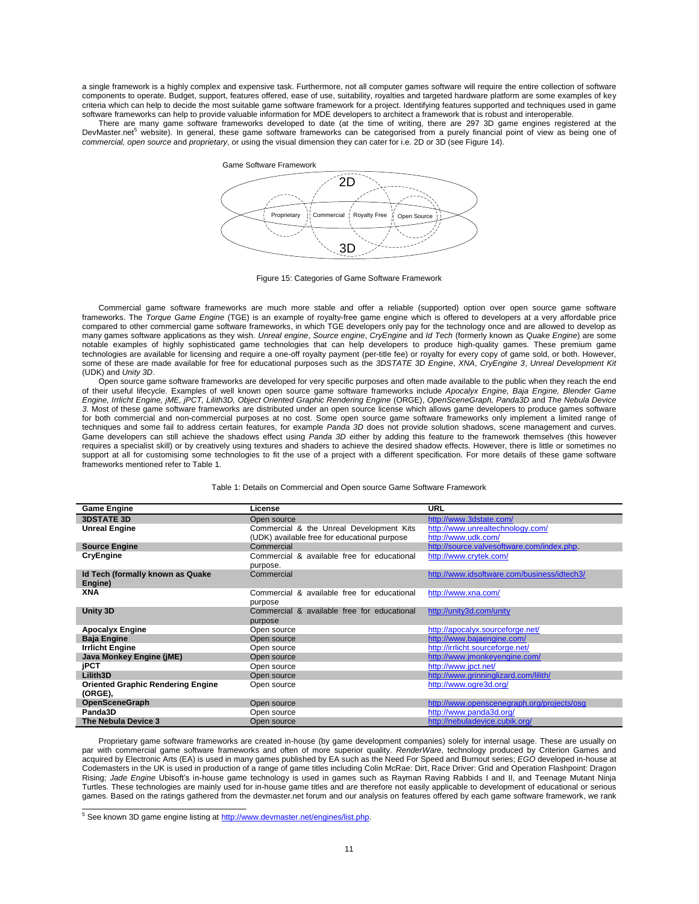a single framework is a highly complex and expensive task. Furthermore, not all computer games software will require the entire collection of software components to operate. Budget, support, features offered, ease of use, suitability, royalties and targeted hardware platform are some examples of key criteria which can help to decide the most suitable game software framework for a project. Identifying features supported and techniques used in game software frameworks can help to provide valuable information for MDE developers to architect a framework that is robust and interoperable.

There are many game software frameworks developed to date (at the time of writing, there are 297 3D game engines registered at the DevMaster.net[5] website). In general, these game software frameworks can be categorised from a purely financial point of view as being one of *commercial, open source* and *proprietary*, or using the visual dimension they can cater for i.e. 2D or 3D (see Figure 14).

Game Software Framework

2D

Proprietary | Commercial | Royalty Free | Open Source

3D

Figure 15: Categories of Game Software Framework

Commercial game software frameworks are much more stable and offer a reliable (supported) option over open source game software frameworks. The *Torque Game Engine* (TGE) is an example of royalty-free game engine which is offered to developers at a very affordable price compared to other commercial game software frameworks, in which TGE developers only pay for the technology once and are allowed to develop as many games software applications as they wish. *Unreal engine*, *Source engine*, *CryEngine* and *Id Tech* (formerly known as *Quake Engine*) are some notable examples of highly sophisticated game technologies that can help developers to produce high-quality games. These premium game technologies are available for licensing and require a one-off royalty payment (per-title fee) or royalty for every copy of game sold, or both. However, some of these are made available for free for educational purposes such as the *3DSTATE 3D Engine*, *XNA*, *CryEngine 3*, *Unreal Development Kit* (UDK) and *Unity 3D*.

Open source game software frameworks are developed for very specific purposes and often made available to the public when they reach the end of their useful lifecycle. Examples of well known open source game software frameworks include *Apocalyx Engine, Baja Engine, Blender Game Engine, Irrlicht Engine, jME, jPCT, Lilith3D, Object Oriented Graphic Rendering Engine* (ORGE), *OpenSceneGraph, Panda3D* and *The Nebula Device 3*. Most of these game software frameworks are distributed under an open source license which allows game developers to produce games software for both commercial and non-commercial purposes at no cost. Some open source game software frameworks only implement a limited range of techniques and some fail to address certain features, for example *Panda 3D* does not provide solution shadows, scene management and curves. Game developers can still achieve the shadows effect using *Panda 3D* either by adding this feature to the framework themselves (this however requires a specialist skill) or by creatively using textures and shaders to achieve the desired shadow effects. However, there is little or sometimes no support at all for customising some technologies to fit the use of a project with a different specification. For more details of these game software frameworks mentioned refer to Table 1.

Table 1: Details on Commercial and Open source Game Software Framework

| Game Engine | License | URL |
|---|---|---|
| **3DSTATE 3D** | Open source | http://www.3dstate.com/ |
| **Unreal Engine** | Commercial & the Unreal Development Kits (UDK) available free for educational purpose | http://www.unrealtechnology.com/ http://www.udk.com/ |
| **Source Engine** | Commercial | http://source.valvesoftware.com/index.php. |
| **CryEngine** | Commercial & available free for educational purpose. | http://www.crytek.com/ |
| **Id Tech (formally known as Quake Engine)** | Commercial | http://www.idsoftware.com/business/idtech3/ |
| **XNA** | Commercial & available free for educational purpose | http://www.xna.com/ |
| **Unity 3D** | Commercial & available free for educational purpose | http://unity3d.com/unity |
| **Apocalyx Engine** | Open source | http://apocalyx.sourceforge.net/ |
| **Baja Engine** | Open source | http://www.bajaengine.com/ |
| **Irrlicht Engine** | Open source | http://irrlicht.sourceforge.net/ |
| **Java Monkey Engine (jME)** | Open source | http://www.jmonkeyengine.com/ |
| **jPCT** | Open source | http://www.jpct.net/ |
| **Lilith3D** | Open source | http://www.grinninglizard.com/lilith/ |
| **Oriented Graphic Rendering Engine (ORGE),** | Open source | http://www.ogre3d.org/ |
| **OpenSceneGraph** | Open source | http://www.openscenegraph.org/projects/osg |
| **Panda3D** | Open source | http://www.panda3d.org/ |
| **The Nebula Device 3** | Open source | http://nebuladevice.cubik.org/ |

Proprietary game software frameworks are created in-house (by game development companies) solely for internal usage. These are usually on par with commercial game software frameworks and often of more superior quality. *RenderWare*, technology produced by Criterion Games and acquired by Electronic Arts (EA) is used in many games published by EA such as the Need For Speed and Burnout series; *EGO* developed in-house at Codemasters in the UK is used in production of a range of game titles including Colin McRae: Dirt, Race Driver: Grid and Operation Flashpoint: Dragon Rising; *Jade Engine* Ubisoft's in-house game technology is used in games such as Rayman Raving Rabbids I and II, and Teenage Mutant Ninja Turtles. These technologies are mainly used for in-house game titles and are therefore not easily applicable to development of educational or serious games. Based on the ratings gathered from the devmaster.net forum and our analysis on features offered by each game software framework, we rank

[5] See known 3D game engine listing at http://www.devmaster.net/engines/list.php.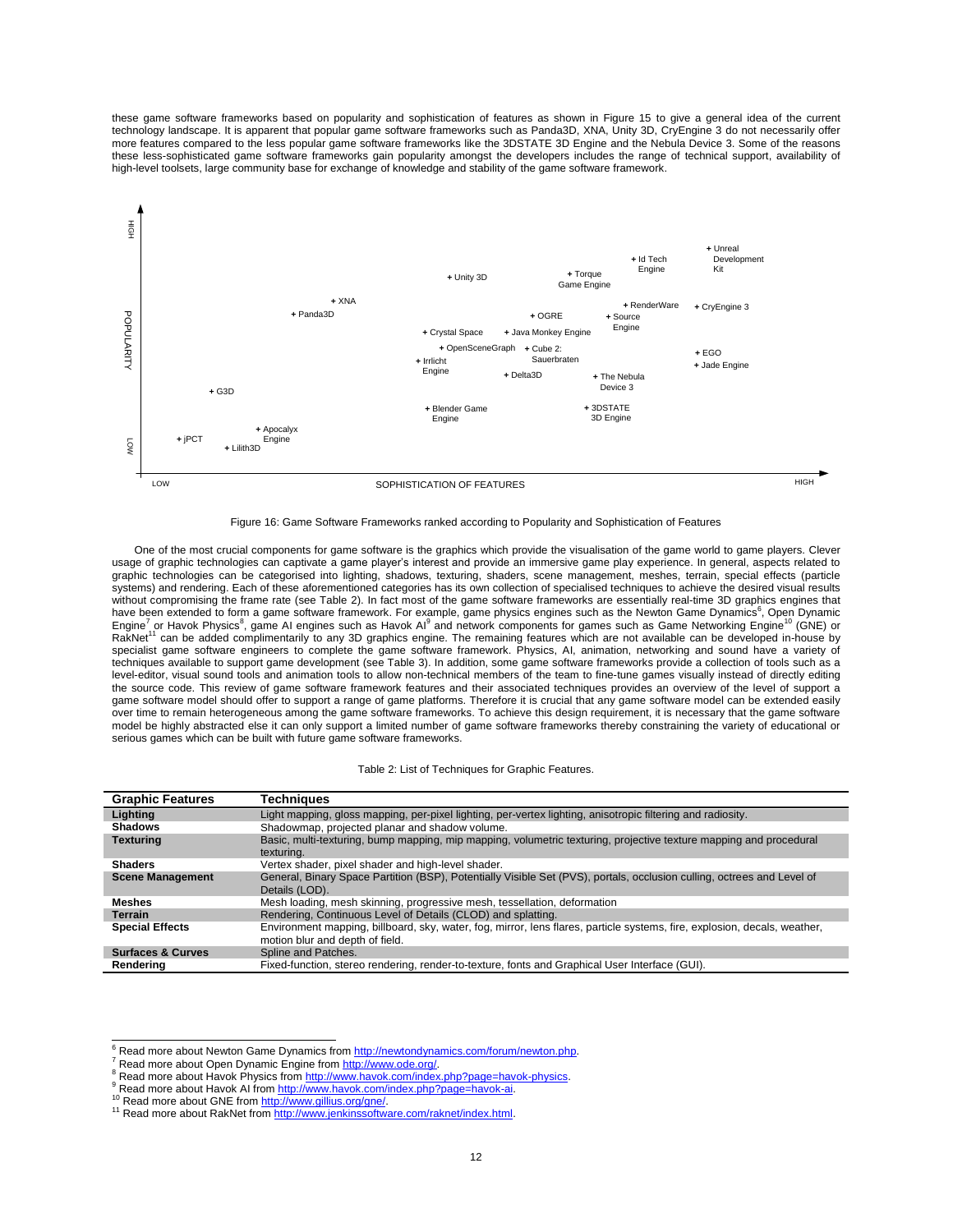these game software frameworks based on popularity and sophistication of features as shown in Figure 15 to give a general idea of the current technology landscape. It is apparent that popular game software frameworks such as Panda3D, XNA, Unity 3D, CryEngine 3 do not necessarily offer more features compared to the less popular game software frameworks like the 3DSTATE 3D Engine and the Nebula Device 3. Some of the reasons these less-sophisticated game software frameworks gain popularity amongst the developers includes the range of technical support, availability of high-level toolsets, large community base for exchange of knowledge and stability of the game software framework.

Figure 16: Game Software Frameworks ranked according to Popularity and Sophistication of Features

One of the most crucial components for game software is the graphics which provide the visualisation of the game world to game players. Clever usage of graphic technologies can captivate a game player's interest and provide an immersive game play experience. In general, aspects related to graphic technologies can be categorised into lighting, shadows, texturing, shaders, scene management, meshes, terrain, special effects (particle systems) and rendering. Each of these aforementioned categories has its own collection of specialised techniques to achieve the desired visual results without compromising the frame rate (see Table 2). In fact most of the game software frameworks are essentially real-time 3D graphics engines that have been extended to form a game software framework. For example, game physics engines such as the Newton Game Dynamics[6], Open Dynamic Engine[7] or Havok Physics[8], game AI engines such as Havok AI[9] and network components for games such as Game Networking Engine[10] (GNE) or RakNet[11] can be added complimentarily to any 3D graphics engine. The remaining features which are not available can be developed in-house by specialist game software engineers to complete the game software framework. Physics, AI, animation, networking and sound have a variety of techniques available to support game development (see Table 3). In addition, some game software frameworks provide a collection of tools such as a level-editor, visual sound tools and animation tools to allow non-technical members of the team to fine-tune games visually instead of directly editing the source code. This review of game software framework features and their associated techniques provides an overview of the level of support a game software model should offer to support a range of game platforms. Therefore it is crucial that any game software model can be extended easily over time to remain heterogeneous among the game software frameworks. To achieve this design requirement, it is necessary that the game software model be highly abstracted else it can only support a limited number of game software frameworks thereby constraining the variety of educational or serious games which can be built with future game software frameworks.

Table 2: List of Techniques for Graphic Features.

| Graphic Features | Techniques |
|---|---|
| **Lighting** | Light mapping, gloss mapping, per-pixel lighting, per-vertex lighting, anisotropic filtering and radiosity. |
| **Shadows** | Shadowmap, projected planar and shadow volume. |
| **Texturing** | Basic, multi-texturing, bump mapping, mip mapping, volumetric texturing, projective texture mapping and procedural texturing. |
| **Shaders** | Vertex shader, pixel shader and high-level shader. |
| **Scene Management** | General, Binary Space Partition (BSP), Potentially Visible Set (PVS), portals, occlusion culling, octrees and Level of Details (LOD). |
| **Meshes** | Mesh loading, mesh skinning, progressive mesh, tessellation, deformation |
| **Terrain** | Rendering, Continuous Level of Details (CLOD) and splatting. |
| **Special Effects** | Environment mapping, billboard, sky, water, fog, mirror, lens flares, particle systems, fire, explosion, decals, weather, motion blur and depth of field. |
| **Surfaces & Curves** | Spline and Patches. |
| **Rendering** | Fixed-function, stereo rendering, render-to-texture, fonts and Graphical User Interface (GUI). |

[6] Read more about Newton Game Dynamics from http://newtondynamics.com/forum/newton.php.
[7] Read more about Open Dynamic Engine from http://www.ode.org/.
[8] Read more about Havok Physics from http://www.havok.com/index.php?page=havok-physics.
[9] Read more about Havok AI from http://www.havok.com/index.php?page=havok-ai.
[10] Read more about GNE from http://www.gillius.org/gne/.
[11] Read more about RakNet from http://www.jenkinssoftware.com/raknet/index.html.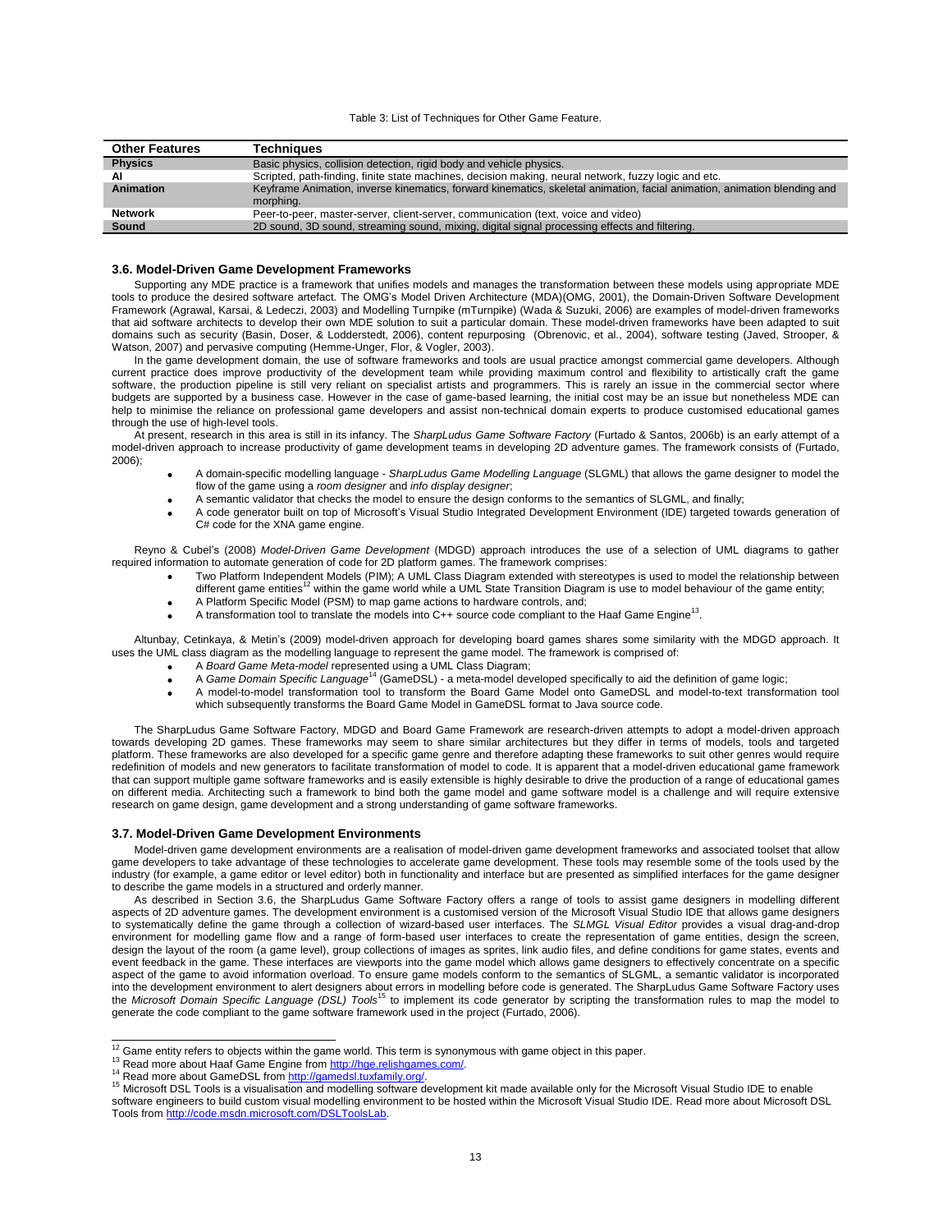Table 3: List of Techniques for Other Game Feature.

| Other Features | Techniques |
|---|---|
| **Physics** | Basic physics, collision detection, rigid body and vehicle physics. |
| **AI** | Scripted, path-finding, finite state machines, decision making, neural network, fuzzy logic and etc. |
| **Animation** | Keyframe Animation, inverse kinematics, forward kinematics, skeletal animation, facial animation, animation blending and morphing. |
| **Network** | Peer-to-peer, master-server, client-server, communication (text, voice and video) |
| **Sound** | 2D sound, 3D sound, streaming sound, mixing, digital signal processing effects and filtering. |

### 3.6. Model-Driven Game Development Frameworks

Supporting any MDE practice is a framework that unifies models and manages the transformation between these models using appropriate MDE tools to produce the desired software artefact. The OMG's Model Driven Architecture (MDA)(OMG, 2001), the Domain-Driven Software Development Framework (Agrawal, Karsai, & Ledeczi, 2003) and Modelling Turnpike (mTurnpike) (Wada & Suzuki, 2006) are examples of model-driven frameworks that aid software architects to develop their own MDE solution to suit a particular domain. These model-driven frameworks have been adapted to suit domains such as security (Basin, Doser, & Lodderstedt, 2006), content repurposing (Obrenovic, et al., 2004), software testing (Javed, Strooper, & Watson, 2007) and pervasive computing (Hemme-Unger, Flor, & Vogler, 2003).

In the game development domain, the use of software frameworks and tools are usual practice amongst commercial game developers. Although current practice does improve productivity of the development team while providing maximum control and flexibility to artistically craft the game software, the production pipeline is still very reliant on specialist artists and programmers. This is rarely an issue in the commercial sector where budgets are supported by a business case. However in the case of game-based learning, the initial cost may be an issue but nonetheless MDE can help to minimise the reliance on professional game developers and assist non-technical domain experts to produce customised educational games through the use of high-level tools.

At present, research in this area is still in its infancy. The *SharpLudus Game Software Factory* (Furtado & Santos, 2006b) is an early attempt of a model-driven approach to increase productivity of game development teams in developing 2D adventure games. The framework consists of (Furtado, 2006);

- A domain-specific modelling language - *SharpLudus Game Modelling Language* (SLGML) that allows the game designer to model the flow of the game using a *room designer* and *info display designer*;
- A semantic validator that checks the model to ensure the design conforms to the semantics of SLGML, and finally;
- A code generator built on top of Microsoft's Visual Studio Integrated Development Environment (IDE) targeted towards generation of C# code for the XNA game engine.

Reyno & Cubel's (2008) *Model-Driven Game Development* (MDGD) approach introduces the use of a selection of UML diagrams to gather required information to automate generation of code for 2D platform games. The framework comprises:

- Two Platform Independent Models (PIM); A UML Class Diagram extended with stereotypes is used to model the relationship between different game entities[12] within the game world while a UML State Transition Diagram is use to model behaviour of the game entity;
- A Platform Specific Model (PSM) to map game actions to hardware controls, and;
- A transformation tool to translate the models into C++ source code compliant to the Haaf Game Engine[13].

Altunbay, Cetinkaya, & Metin's (2009) model-driven approach for developing board games shares some similarity with the MDGD approach. It uses the UML class diagram as the modelling language to represent the game model. The framework is comprised of:

- A *Board Game Meta-model* represented using a UML Class Diagram;
- A *Game Domain Specific Language*[14] (GameDSL) - a meta-model developed specifically to aid the definition of game logic;
- A model-to-model transformation tool to transform the Board Game Model onto GameDSL and model-to-text transformation tool which subsequently transforms the Board Game Model in GameDSL format to Java source code.

The SharpLudus Game Software Factory, MDGD and Board Game Framework are research-driven attempts to adopt a model-driven approach towards developing 2D games. These frameworks may seem to share similar architectures but they differ in terms of models, tools and targeted platform. These frameworks are also developed for a specific game genre and therefore adapting these frameworks to suit other genres would require redefinition of models and new generators to facilitate transformation of model to code. It is apparent that a model-driven educational game framework that can support multiple game software frameworks and is easily extensible is highly desirable to drive the production of a range of educational games on different media. Architecting such a framework to bind both the game model and game software model is a challenge and will require extensive research on game design, game development and a strong understanding of game software frameworks.

### 3.7. Model-Driven Game Development Environments

Model-driven game development environments are a realisation of model-driven game development frameworks and associated toolset that allow game developers to take advantage of these technologies to accelerate game development. These tools may resemble some of the tools used by the industry (for example, a game editor or level editor) both in functionality and interface but are presented as simplified interfaces for the game designer to describe the game models in a structured and orderly manner.

As described in Section 3.6, the SharpLudus Game Software Factory offers a range of tools to assist game designers in modelling different aspects of 2D adventure games. The development environment is a customised version of the Microsoft Visual Studio IDE that allows game designers to systematically define the game through a collection of wizard-based user interfaces. The *SLMGL Visual Editor* provides a visual drag-and-drop environment for modelling game flow and a range of form-based user interfaces to create the representation of game entities, design the screen, design the layout of the room (a game level), group collections of images as sprites, link audio files, and define conditions for game states, events and event feedback in the game. These interfaces are viewports into the game model which allows game designers to effectively concentrate on a specific aspect of the game to avoid information overload. To ensure game models conform to the semantics of SLGML, a semantic validator is incorporated into the development environment to alert designers about errors in modelling before code is generated. The SharpLudus Game Software Factory uses the *Microsoft Domain Specific Language (DSL) Tools*[15] to implement its code generator by scripting the transformation rules to map the model to generate the code compliant to the game software framework used in the project (Furtado, 2006).

---

[12] Game entity refers to objects within the game world. This term is synonymous with game object in this paper.

[13] Read more about Haaf Game Engine from http://hge.relishgames.com/.

[14] Read more about GameDSL from http://gamedsl.tuxfamily.org/.

[15] Microsoft DSL Tools is a visualisation and modelling software development kit made available only for the Microsoft Visual Studio IDE to enable software engineers to build custom visual modelling environment to be hosted within the Microsoft Visual Studio IDE. Read more about Microsoft DSL Tools from http://code.msdn.microsoft.com/DSLToolsLab.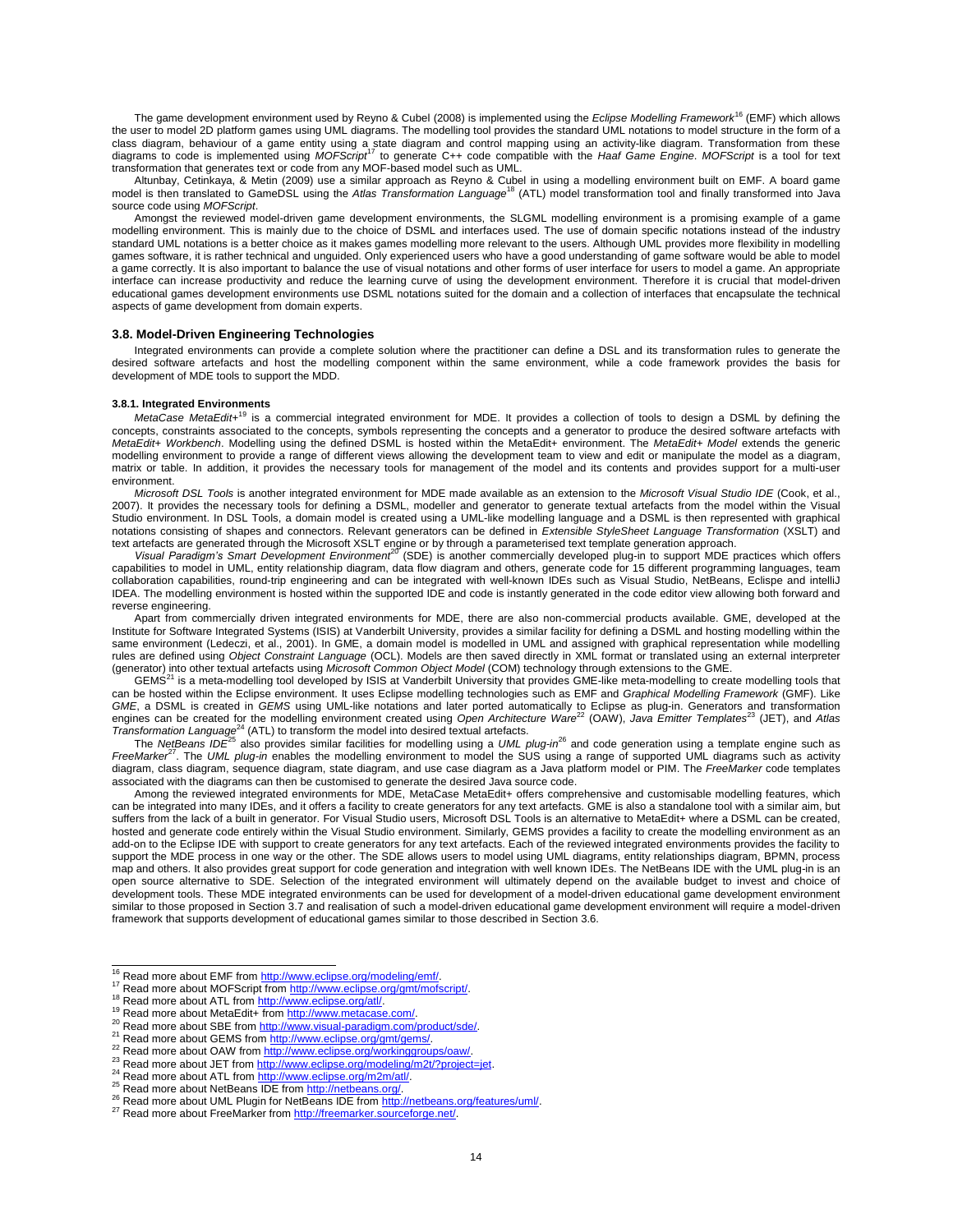The game development environment used by Reyno & Cubel (2008) is implemented using the *Eclipse Modelling Framework*[16] (EMF) which allows the user to model 2D platform games using UML diagrams. The modelling tool provides the standard UML notations to model structure in the form of a class diagram, behaviour of a game entity using a state diagram and control mapping using an activity-like diagram. Transformation from these diagrams to code is implemented using *MOFScript*[17] to generate C++ code compatible with the *Haaf Game Engine*. *MOFScript* is a tool for text transformation that generates text or code from any MOF-based model such as UML.

Altunbay, Cetinkaya, & Metin (2009) use a similar approach as Reyno & Cubel in using a modelling environment built on EMF. A board game model is then translated to GameDSL using the *Atlas Transformation Language*[18] (ATL) model transformation tool and finally transformed into Java source code using *MOFScript*.

Amongst the reviewed model-driven game development environments, the SLGML modelling environment is a promising example of a game modelling environment. This is mainly due to the choice of DSML and interfaces used. The use of domain specific notations instead of the industry standard UML notations is a better choice as it makes games modelling more relevant to the users. Although UML provides more flexibility in modelling games software, it is rather technical and unguided. Only experienced users who have a good understanding of game software would be able to model a game correctly. It is also important to balance the use of visual notations and other forms of user interface for users to model a game. An appropriate interface can increase productivity and reduce the learning curve of using the development environment. Therefore it is crucial that model-driven educational games development environments use DSML notations suited for the domain and a collection of interfaces that encapsulate the technical aspects of game development from domain experts.

### 3.8. Model-Driven Engineering Technologies

Integrated environments can provide a complete solution where the practitioner can define a DSL and its transformation rules to generate the desired software artefacts and host the modelling component within the same environment, while a code framework provides the basis for development of MDE tools to support the MDD.

#### 3.8.1. Integrated Environments

*MetaCase MetaEdit+*[19] is a commercial integrated environment for MDE. It provides a collection of tools to design a DSML by defining the concepts, constraints associated to the concepts, symbols representing the concepts and a generator to produce the desired software artefacts with *MetaEdit+ Workbench*. Modelling using the defined DSML is hosted within the MetaEdit+ environment. The *MetaEdit+ Model* extends the generic modelling environment to provide a range of different views allowing the development team to view and edit or manipulate the model as a diagram, matrix or table. In addition, it provides the necessary tools for management of the model and its contents and provides support for a multi-user environment.

*Microsoft DSL Tools* is another integrated environment for MDE made available as an extension to the *Microsoft Visual Studio IDE* (Cook, et al., 2007). It provides the necessary tools for defining a DSML, modeller and generator to generate textual artefacts from the model within the Visual Studio environment. In DSL Tools, a domain model is created using a UML-like modelling language and a DSML is then represented with graphical notations consisting of shapes and connectors. Relevant generators can be defined in *Extensible StyleSheet Language Transformation* (XSLT) and text artefacts are generated through the Microsoft XSLT engine or by through a parameterised text template generation approach.

*Visual Paradigm's Smart Development Environment*[20] (SDE) is another commercially developed plug-in to support MDE practices which offers capabilities to model in UML, entity relationship diagram, data flow diagram and others, generate code for 15 different programming languages, team collaboration capabilities, round-trip engineering and can be integrated with well-known IDEs such as Visual Studio, NetBeans, Eclipse and intelliJ IDEA. The modelling environment is hosted within the supported IDE and code is instantly generated in the code editor view allowing both forward and reverse engineering.

Apart from commercially driven integrated environments for MDE, there are also non-commercial products available. GME, developed at the Institute for Software Integrated Systems (ISIS) at Vanderbilt University, provides a similar facility for defining a DSML and hosting modelling within the same environment (Ledeczi, et al., 2001). In GME, a domain model is modelled in UML and assigned with graphical representation while modelling rules are defined using *Object Constraint Language* (OCL). Models are then saved directly in XML format or translated using an external interpreter (generator) into other textual artefacts using *Microsoft Common Object Model* (COM) technology through extensions to the GME.

GEMS[21] is a meta-modelling tool developed by ISIS at Vanderbilt University that provides GME-like meta-modelling to create modelling tools that can be hosted within the Eclipse environment. It uses Eclipse modelling technologies such as EMF and *Graphical Modelling Framework* (GMF). Like *GME*, a DSML is created in *GEMS* using UML-like notations and later ported automatically to Eclipse as plug-in. Generators and transformation engines can be created for the modelling environment created using *Open Architecture Ware*[22] (OAW), *Java Emitter Templates*[23] (JET), and *Atlas Transformation Language*[24] (ATL) to transform the model into desired textual artefacts.

The *NetBeans IDE*[25] also provides similar facilities for modelling using a *UML plug-in*[26] and code generation using a template engine such as *FreeMarker*[27]. The *UML plug-in* enables the modelling environment to model the SUS using a range of supported UML diagrams such as activity diagram, class diagram, sequence diagram, state diagram, and use case diagram as a Java platform model or PIM. The *FreeMarker* code templates associated with the diagrams can then be customised to generate the desired Java source code.

Among the reviewed integrated environments for MDE, MetaCase MetaEdit+ offers comprehensive and customisable modelling features, which can be integrated into many IDEs, and it offers a facility to create generators for any text artefacts. GME is also a standalone tool with a similar aim, but suffers from the lack of a built in generator. For Visual Studio users, Microsoft DSL Tools is an alternative to MetaEdit+ where a DSML can be created, hosted and generate code entirely within the Visual Studio environment. Similarly, GEMS provides a facility to create the modelling environment as an add-on to the Eclipse IDE with support to create generators for any text artefacts. Each of the reviewed integrated environments provides the facility to support the MDE process in one way or the other. The SDE allows users to model using UML diagrams, entity relationships diagram, BPMN, process map and others. It also provides great support for code generation and integration with well known IDEs. The NetBeans IDE with the UML plug-in is an open source alternative to SDE. Selection of the integrated environment will ultimately depend on the available budget to invest and choice of development tools. These MDE integrated environments can be used for development of a model-driven educational game development environment similar to those proposed in Section 3.7 and realisation of such a model-driven educational game development environment will require a model-driven framework that supports development of educational games similar to those described in Section 3.6.

---

[16] Read more about EMF from http://www.eclipse.org/modeling/emf/.
[17] Read more about MOFScript from http://www.eclipse.org/gmt/mofscript/.
[18] Read more about ATL from http://www.eclipse.org/atl/.
[19] Read more about MetaEdit+ from http://www.metacase.com/.
[20] Read more about SBE from http://www.visual-paradigm.com/product/sde/.
[21] Read more about GEMS from http://www.eclipse.org/gmt/gems/.
[22] Read more about OAW from http://www.eclipse.org/workinggroups/oaw/.
[23] Read more about JET from http://www.eclipse.org/modeling/m2t/?project=jet.
[24] Read more about ATL from http://www.eclipse.org/m2m/atl/.
[25] Read more about NetBeans IDE from http://netbeans.org/.
[26] Read more about UML Plugin for NetBeans IDE from http://netbeans.org/features/uml/.
[27] Read more about FreeMarker from http://freemarker.sourceforge.net/.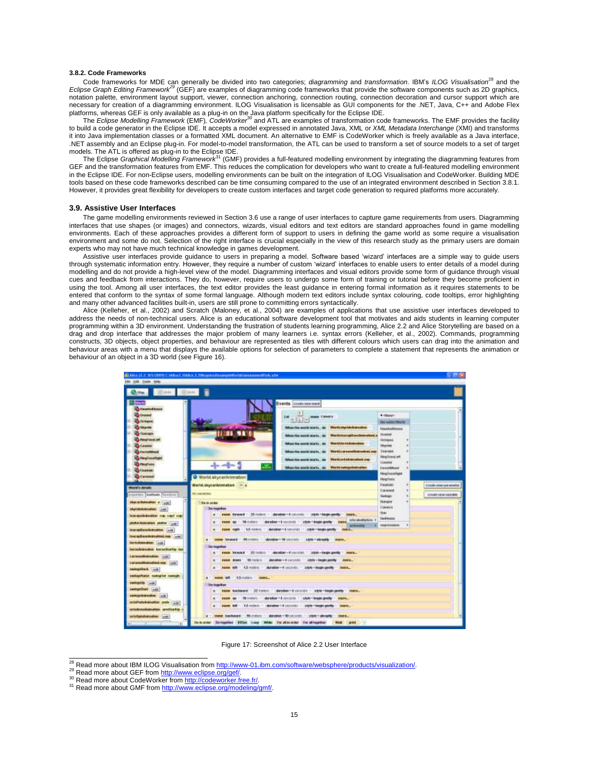#### 3.8.2. Code Frameworks

Code frameworks for MDE can generally be divided into two categories; *diagramming* and *transformation*. IBM's *ILOG Visualisation*[28] and the *Eclipse Graph Editing Framework*[29] (GEF) are examples of diagramming code frameworks that provide the software components such as 2D graphics, notation palette, environment layout support, viewer, connection anchoring, connection routing, connection decoration and cursor support which are necessary for creation of a diagramming environment. ILOG Visualisation is licensable as GUI components for the .NET, Java, C++ and Adobe Flex platforms, whereas GEF is only available as a plug-in on the Java platform specifically for the Eclipse IDE.

The *Eclipse Modelling Framework* (EMF), *CodeWorker*[30] and ATL are examples of transformation code frameworks. The EMF provides the facility to build a code generator in the Eclipse IDE. It accepts a model expressed in annotated Java, XML or *XML Metadata Interchange* (XMI) and transforms it into Java implementation classes or a formatted XML document. An alternative to EMF is CodeWorker which is freely available as a Java interface, .NET assembly and an Eclipse plug-in. For model-to-model transformation, the ATL can be used to transform a set of source models to a set of target models. The ATL is offered as plug-in to the Eclipse IDE.

The Eclipse *Graphical Modelling Framework*[31] (GMF) provides a full-featured modelling environment by integrating the diagramming features from GEF and the transformation features from EMF. This reduces the complication for developers who want to create a full-featured modelling environment in the Eclipse IDE. For non-Eclipse users, modelling environments can be built on the integration of ILOG Visualisation and CodeWorker. Building MDE tools based on these code frameworks described can be time consuming compared to the use of an integrated environment described in Section 3.8.1. However, it provides great flexibility for developers to create custom interfaces and target code generation to required platforms more accurately.

### 3.9. Assistive User Interfaces

The game modelling environments reviewed in Section 3.6 use a range of user interfaces to capture game requirements from users. Diagramming interfaces that use shapes (or images) and connectors, wizards, visual editors and text editors are standard approaches found in game modelling environments. Each of these approaches provides a different form of support to users in defining the game world as some require a visualisation environment and some do not. Selection of the right interface is crucial especially in the view of this research study as the primary users are domain experts who may not have much technical knowledge in games development.

Assistive user interfaces provide guidance to users in preparing a model. Software based 'wizard' interfaces are a simple way to guide users through systematic information entry. However, they require a number of custom 'wizard' interfaces to enable users to enter details of a model during modelling and do not provide a high-level view of the model. Diagramming interfaces and visual editors provide some form of guidance through visual cues and feedback from interactions. They do, however, require users to undergo some form of training or tutorial before they become proficient in using the tool. Among all user interfaces, the text editor provides the least guidance in entering formal information as it requires statements to be entered that conform to the syntax of some formal language. Although modern text editors include syntax colouring, code tooltips, error highlighting and many other advanced facilities built-in, users are still prone to committing errors syntactically.

Alice (Kelleher, et al., 2002) and Scratch (Maloney, et al., 2004) are examples of applications that use assistive user interfaces developed to address the needs of non-technical users. Alice is an educational software development tool that motivates and aids students in learning computer programming within a 3D environment. Understanding the frustration of students learning programming, Alice 2.2 and Alice Storytelling are based on a drag and drop interface that addresses the major problem of many learners i.e. syntax errors (Kelleher, et al., 2002). Commands, programming constructs, 3D objects, object properties, and behaviour are represented as tiles with different colours which users can drag into the animation and behaviour areas with a menu that displays the available options for selection of parameters to complete a statement that represents the animation or behaviour of an object in a 3D world (see Figure 16).

Figure 17: Screenshot of Alice 2.2 User Interface

[28] Read more about IBM ILOG Visualisation from http://www-01.ibm.com/software/websphere/products/visualization/.
[29] Read more about GEF from http://www.eclipse.org/gef/.
[30] Read more about CodeWorker from http://codeworker.free.fr/.
[31] Read more about GMF from http://www.eclipse.org/modeling/gmf/.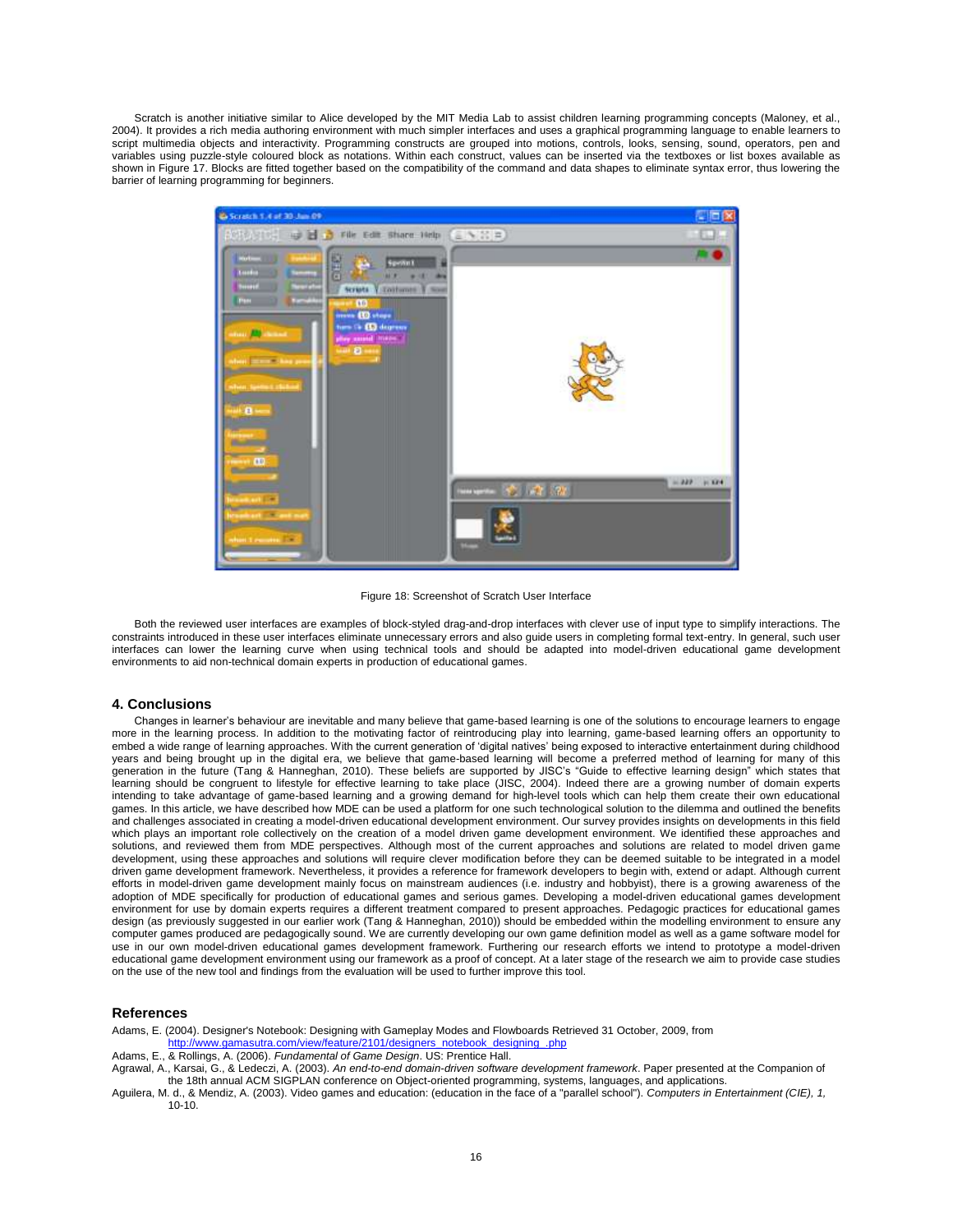Scratch is another initiative similar to Alice developed by the MIT Media Lab to assist children learning programming concepts (Maloney, et al., 2004). It provides a rich media authoring environment with much simpler interfaces and uses a graphical programming language to enable learners to script multimedia objects and interactivity. Programming constructs are grouped into motions, controls, looks, sensing, sound, operators, pen and variables using puzzle-style coloured block as notations. Within each construct, values can be inserted via the textboxes or list boxes available as shown in Figure 17. Blocks are fitted together based on the compatibility of the command and data shapes to eliminate syntax error, thus lowering the barrier of learning programming for beginners.

Figure 18: Screenshot of Scratch User Interface

Both the reviewed user interfaces are examples of block-styled drag-and-drop interfaces with clever use of input type to simplify interactions. The constraints introduced in these user interfaces eliminate unnecessary errors and also guide users in completing formal text-entry. In general, such user interfaces can lower the learning curve when using technical tools and should be adapted into model-driven educational game development environments to aid non-technical domain experts in production of educational games.

## 4. Conclusions

Changes in learner's behaviour are inevitable and many believe that game-based learning is one of the solutions to encourage learners to engage more in the learning process. In addition to the motivating factor of reintroducing play into learning, game-based learning offers an opportunity to embed a wide range of learning approaches. With the current generation of 'digital natives' being exposed to interactive entertainment during childhood years and being brought up in the digital era, we believe that game-based learning will become a preferred method of learning for many of this generation in the future (Tang & Hanneghan, 2010). These beliefs are supported by JISC's "Guide to effective learning design" which states that learning should be congruent to lifestyle for effective learning to take place (JISC, 2004). Indeed there are a growing number of domain experts intending to take advantage of game-based learning and a growing demand for high-level tools which can help them create their own educational games. In this article, we have described how MDE can be used a platform for one such technological solution to the dilemma and outlined the benefits and challenges associated in creating a model-driven educational development environment. Our survey provides insights on developments in this field which plays an important role collectively on the creation of a model driven game development environment. We identified these approaches and solutions, and reviewed them from MDE perspectives. Although most of the current approaches and solutions are related to model driven game development, using these approaches and solutions will require clever modification before they can be deemed suitable to be integrated in a model driven game development framework. Nevertheless, it provides a reference for framework developers to begin with, extend or adapt. Although current efforts in model-driven game development mainly focus on mainstream audiences (i.e. industry and hobbyist), there is a growing awareness of the adoption of MDE specifically for production of educational games and serious games. Developing a model-driven educational games development environment for use by domain experts requires a different treatment compared to present approaches. Pedagogic practices for educational games design (as previously suggested in our earlier work (Tang & Hanneghan, 2010)) should be embedded within the modelling environment to ensure any computer games produced are pedagogically sound. We are currently developing our own game definition model as well as a game software model for use in our own model-driven educational games development framework. Furthering our research efforts we intend to prototype a model-driven educational game development environment using our framework as a proof of concept. At a later stage of the research we aim to provide case studies on the use of the new tool and findings from the evaluation will be used to further improve this tool.

## References

Adams, E. (2004). Designer's Notebook: Designing with Gameplay Modes and Flowboards Retrieved 31 October, 2009, from http://www.gamasutra.com/view/feature/2101/designers_notebook_designing_.php

Adams, E., & Rollings, A. (2006). *Fundamental of Game Design*. US: Prentice Hall.

Agrawal, A., Karsai, G., & Ledeczi, A. (2003). *An end-to-end domain-driven software development framework*. Paper presented at the Companion of the 18th annual ACM SIGPLAN conference on Object-oriented programming, systems, languages, and applications.

Aguilera, M. d., & Mendiz, A. (2003). Video games and education: (education in the face of a "parallel school"). *Computers in Entertainment (CIE), 1,* 10-10.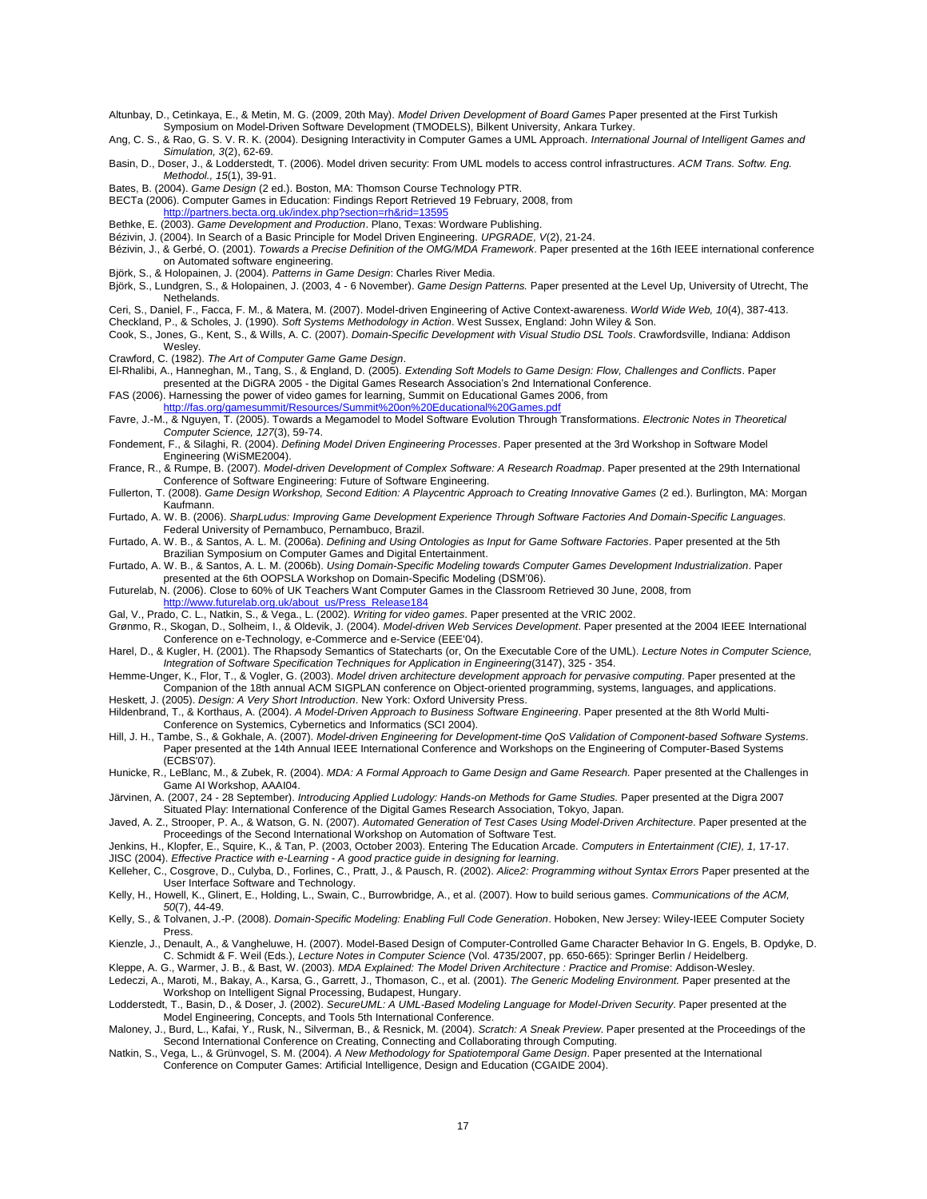Altunbay, D., Cetinkaya, E., & Metin, M. G. (2009, 20th May). *Model Driven Development of Board Games* Paper presented at the First Turkish Symposium on Model-Driven Software Development (TMODELS), Bilkent University, Ankara Turkey.

Ang, C. S., & Rao, G. S. V. R. K. (2004). Designing Interactivity in Computer Games a UML Approach. *International Journal of Intelligent Games and Simulation, 3*(2), 62-69.

Basin, D., Doser, J., & Lodderstedt, T. (2006). Model driven security: From UML models to access control infrastructures. *ACM Trans. Softw. Eng. Methodol., 15*(1), 39-91.

Bates, B. (2004). *Game Design* (2 ed.). Boston, MA: Thomson Course Technology PTR.

BECTa (2006). Computer Games in Education: Findings Report Retrieved 19 February, 2008, from http://partners.becta.org.uk/index.php?section=rh&rid=13595

Bethke, E. (2003). *Game Development and Production*. Plano, Texas: Wordware Publishing.

Bézivin, J. (2004). In Search of a Basic Principle for Model Driven Engineering. *UPGRADE, V*(2), 21-24.

Bézivin, J., & Gerbé, O. (2001). *Towards a Precise Definition of the OMG/MDA Framework*. Paper presented at the 16th IEEE international conference on Automated software engineering.

Björk, S., & Holopainen, J. (2004). *Patterns in Game Design*: Charles River Media.

Björk, S., Lundgren, S., & Holopainen, J. (2003, 4 - 6 November). *Game Design Patterns.* Paper presented at the Level Up, University of Utrecht, The Nethelands.

Ceri, S., Daniel, F., Facca, F. M., & Matera, M. (2007). Model-driven Engineering of Active Context-awareness. *World Wide Web, 10*(4), 387-413.

Checkland, P., & Scholes, J. (1990). *Soft Systems Methodology in Action*. West Sussex, England: John Wiley & Son.

Cook, S., Jones, G., Kent, S., & Wills, A. C. (2007). *Domain-Specific Development with Visual Studio DSL Tools*. Crawfordsville, Indiana: Addison Wesley.

Crawford, C. (1982). *The Art of Computer Game Game Design*.

El-Rhalibi, A., Hanneghan, M., Tang, S., & England, D. (2005). *Extending Soft Models to Game Design: Flow, Challenges and Conflicts*. Paper presented at the DiGRA 2005 - the Digital Games Research Association's 2nd International Conference.

FAS (2006). Harnessing the power of video games for learning, Summit on Educational Games 2006, from http://fas.org/gamesummit/Resources/Summit%20on%20Educational%20Games.pdf

Favre, J.-M., & Nguyen, T. (2005). Towards a Megamodel to Model Software Evolution Through Transformations. *Electronic Notes in Theoretical Computer Science, 127*(3), 59-74.

Fondement, F., & Silaghi, R. (2004). *Defining Model Driven Engineering Processes*. Paper presented at the 3rd Workshop in Software Model Engineering (WiSME2004).

France, R., & Rumpe, B. (2007). *Model-driven Development of Complex Software: A Research Roadmap*. Paper presented at the 29th International Conference of Software Engineering: Future of Software Engineering.

Fullerton, T. (2008). *Game Design Workshop, Second Edition: A Playcentric Approach to Creating Innovative Games* (2 ed.). Burlington, MA: Morgan Kaufmann.

Furtado, A. W. B. (2006). *SharpLudus: Improving Game Development Experience Through Software Factories And Domain-Specific Languages*. Federal University of Pernambuco, Pernambuco, Brazil.

Furtado, A. W. B., & Santos, A. L. M. (2006a). *Defining and Using Ontologies as Input for Game Software Factories*. Paper presented at the 5th Brazilian Symposium on Computer Games and Digital Entertainment.

Furtado, A. W. B., & Santos, A. L. M. (2006b). *Using Domain-Specific Modeling towards Computer Games Development Industrialization*. Paper presented at the 6th OOPSLA Workshop on Domain-Specific Modeling (DSM'06).

Futurelab, N. (2006). Close to 60% of UK Teachers Want Computer Games in the Classroom Retrieved 30 June, 2008, from http://www.futurelab.org.uk/about_us/Press_Release184

Gal, V., Prado, C. L., Natkin, S., & Vega., L. (2002). *Writing for video games*. Paper presented at the VRIC 2002.

Grønmo, R., Skogan, D., Solheim, I., & Oldevik, J. (2004). *Model-driven Web Services Development*. Paper presented at the 2004 IEEE International Conference on e-Technology, e-Commerce and e-Service (EEE'04).

Harel, D., & Kugler, H. (2001). The Rhapsody Semantics of Statecharts (or, On the Executable Core of the UML). *Lecture Notes in Computer Science, Integration of Software Specification Techniques for Application in Engineering*(3147), 325 - 354.

Hemme-Unger, K., Flor, T., & Vogler, G. (2003). *Model driven architecture development approach for pervasive computing*. Paper presented at the Companion of the 18th annual ACM SIGPLAN conference on Object-oriented programming, systems, languages, and applications.

Heskett, J. (2005). *Design: A Very Short Introduction*. New York: Oxford University Press.

Hildenbrand, T., & Korthaus, A. (2004). *A Model-Driven Approach to Business Software Engineering*. Paper presented at the 8th World Multi-Conference on Systemics, Cybernetics and Informatics (SCI 2004).

Hill, J. H., Tambe, S., & Gokhale, A. (2007). *Model-driven Engineering for Development-time QoS Validation of Component-based Software Systems*. Paper presented at the 14th Annual IEEE International Conference and Workshops on the Engineering of Computer-Based Systems (ECBS'07).

Hunicke, R., LeBlanc, M., & Zubek, R. (2004). *MDA: A Formal Approach to Game Design and Game Research.* Paper presented at the Challenges in Game AI Workshop, AAAI04.

Järvinen, A. (2007, 24 - 28 September). *Introducing Applied Ludology: Hands-on Methods for Game Studies.* Paper presented at the Digra 2007 Situated Play: International Conference of the Digital Games Research Association, Tokyo, Japan.

Javed, A. Z., Strooper, P. A., & Watson, G. N. (2007). *Automated Generation of Test Cases Using Model-Driven Architecture*. Paper presented at the Proceedings of the Second International Workshop on Automation of Software Test.

Jenkins, H., Klopfer, E., Squire, K., & Tan, P. (2003, October 2003). Entering The Education Arcade. *Computers in Entertainment (CIE), 1,* 17-17.

JISC (2004). *Effective Practice with e-Learning - A good practice guide in designing for learning*.

Kelleher, C., Cosgrove, D., Culyba, D., Forlines, C., Pratt, J., & Pausch, R. (2002). *Alice2: Programming without Syntax Errors* Paper presented at the User Interface Software and Technology.

Kelly, H., Howell, K., Glinert, E., Holding, L., Swain, C., Burrowbridge, A., et al. (2007). How to build serious games. *Communications of the ACM, 50*(7), 44-49.

Kelly, S., & Tolvanen, J.-P. (2008). *Domain-Specific Modeling: Enabling Full Code Generation*. Hoboken, New Jersey: Wiley-IEEE Computer Society Press.

Kienzle, J., Denault, A., & Vangheluwe, H. (2007). Model-Based Design of Computer-Controlled Game Character Behavior In G. Engels, B. Opdyke, D. C. Schmidt & F. Weil (Eds.), *Lecture Notes in Computer Science* (Vol. 4735/2007, pp. 650-665): Springer Berlin / Heidelberg.

Kleppe, A. G., Warmer, J. B., & Bast, W. (2003). *MDA Explained: The Model Driven Architecture : Practice and Promise*: Addison-Wesley.

Ledeczi, A., Maroti, M., Bakay, A., Karsa, G., Garrett, J., Thomason, C., et al. (2001). *The Generic Modeling Environment.* Paper presented at the Workshop on Intelligent Signal Processing, Budapest, Hungary.

Lodderstedt, T., Basin, D., & Doser, J. (2002). *SecureUML: A UML-Based Modeling Language for Model-Driven Security*. Paper presented at the Model Engineering, Concepts, and Tools 5th International Conference.

Maloney, J., Burd, L., Kafai, Y., Rusk, N., Silverman, B., & Resnick, M. (2004). *Scratch: A Sneak Preview*. Paper presented at the Proceedings of the Second International Conference on Creating, Connecting and Collaborating through Computing.

Natkin, S., Vega, L., & Grünvogel, S. M. (2004). *A New Methodology for Spatiotemporal Game Design*. Paper presented at the International Conference on Computer Games: Artificial Intelligence, Design and Education (CGAIDE 2004).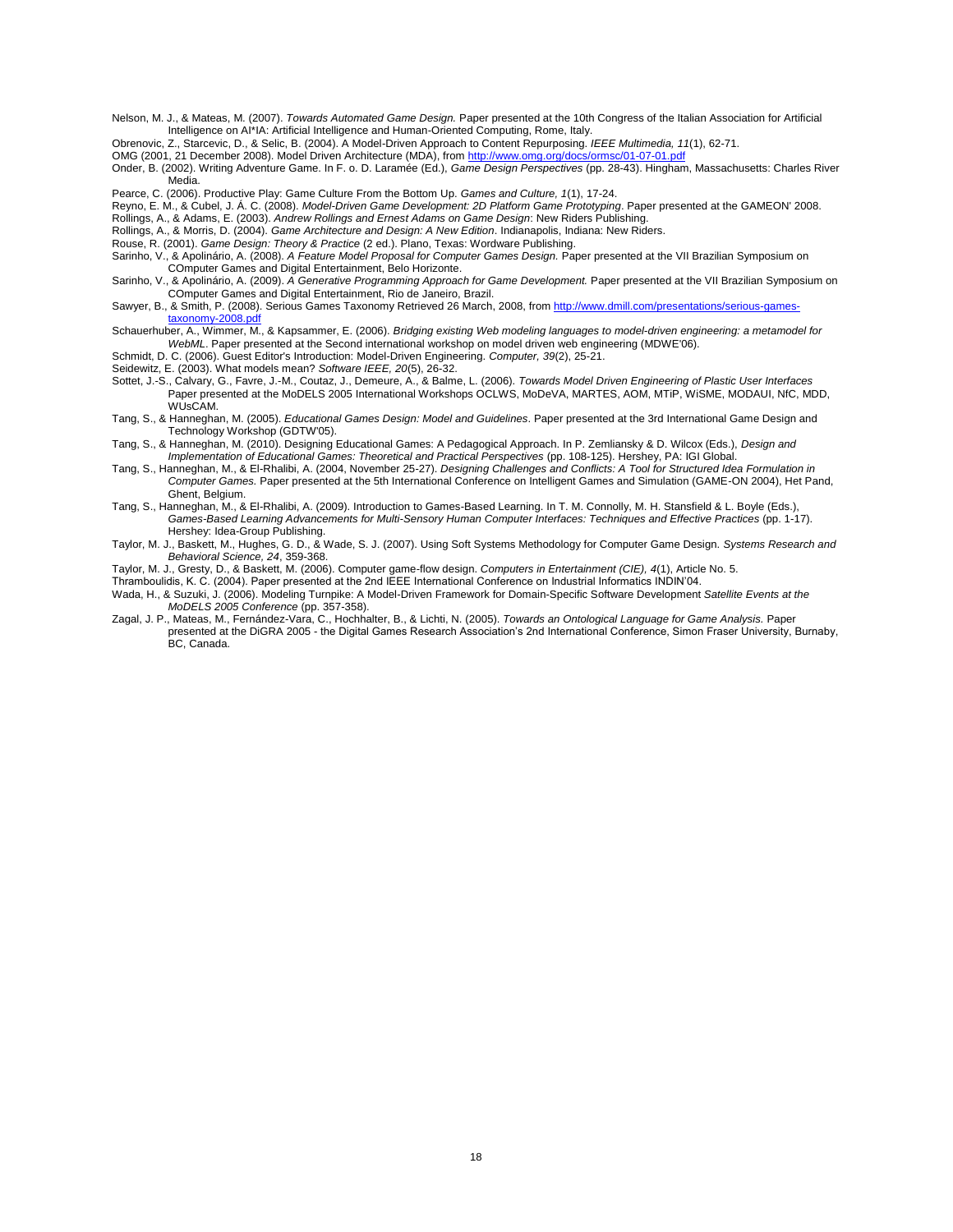Nelson, M. J., & Mateas, M. (2007). *Towards Automated Game Design.* Paper presented at the 10th Congress of the Italian Association for Artificial Intelligence on AI*IA: Artificial Intelligence and Human-Oriented Computing, Rome, Italy.

Obrenovic, Z., Starcevic, D., & Selic, B. (2004). A Model-Driven Approach to Content Repurposing. *IEEE Multimedia, 11*(1), 62-71.

OMG (2001, 21 December 2008). Model Driven Architecture (MDA), from http://www.omg.org/docs/ormsc/01-07-01.pdf

Onder, B. (2002). Writing Adventure Game. In F. o. D. Laramée (Ed.), *Game Design Perspectives* (pp. 28-43). Hingham, Massachusetts: Charles River Media.

Pearce, C. (2006). Productive Play: Game Culture From the Bottom Up. *Games and Culture, 1*(1), 17-24.

Reyno, E. M., & Cubel, J. Á. C. (2008). *Model-Driven Game Development: 2D Platform Game Prototyping*. Paper presented at the GAMEON' 2008.

Rollings, A., & Adams, E. (2003). *Andrew Rollings and Ernest Adams on Game Design*: New Riders Publishing.

Rollings, A., & Morris, D. (2004). *Game Architecture and Design: A New Edition*. Indianapolis, Indiana: New Riders.

Rouse, R. (2001). *Game Design: Theory & Practice* (2 ed.). Plano, Texas: Wordware Publishing.

Sarinho, V., & Apolinário, A. (2008). *A Feature Model Proposal for Computer Games Design.* Paper presented at the VII Brazilian Symposium on COmputer Games and Digital Entertainment, Belo Horizonte.

Sarinho, V., & Apolinário, A. (2009). *A Generative Programming Approach for Game Development.* Paper presented at the VII Brazilian Symposium on COmputer Games and Digital Entertainment, Rio de Janeiro, Brazil.

Sawyer, B., & Smith, P. (2008). Serious Games Taxonomy Retrieved 26 March, 2008, from http://www.dmill.com/presentations/serious-games-taxonomy-2008.pdf

Schauerhuber, A., Wimmer, M., & Kapsammer, E. (2006). *Bridging existing Web modeling languages to model-driven engineering: a metamodel for WebML*. Paper presented at the Second international workshop on model driven web engineering (MDWE'06).

Schmidt, D. C. (2006). Guest Editor's Introduction: Model-Driven Engineering. *Computer, 39*(2), 25-21.

Seidewitz, E. (2003). What models mean? *Software IEEE, 20*(5), 26-32.

Sottet, J.-S., Calvary, G., Favre, J.-M., Coutaz, J., Demeure, A., & Balme, L. (2006). *Towards Model Driven Engineering of Plastic User Interfaces* Paper presented at the MoDELS 2005 International Workshops OCLWS, MoDeVA, MARTES, AOM, MTiP, WiSME, MODAUI, NfC, MDD, WUsCAM.

Tang, S., & Hanneghan, M. (2005). *Educational Games Design: Model and Guidelines*. Paper presented at the 3rd International Game Design and Technology Workshop (GDTW'05).

Tang, S., & Hanneghan, M. (2010). Designing Educational Games: A Pedagogical Approach. In P. Zemliansky & D. Wilcox (Eds.), *Design and Implementation of Educational Games: Theoretical and Practical Perspectives* (pp. 108-125). Hershey, PA: IGI Global.

Tang, S., Hanneghan, M., & El-Rhalibi, A. (2004, November 25-27). *Designing Challenges and Conflicts: A Tool for Structured Idea Formulation in Computer Games.* Paper presented at the 5th International Conference on Intelligent Games and Simulation (GAME-ON 2004), Het Pand, Ghent, Belgium.

Tang, S., Hanneghan, M., & El-Rhalibi, A. (2009). Introduction to Games-Based Learning. In T. M. Connolly, M. H. Stansfield & L. Boyle (Eds.), *Games-Based Learning Advancements for Multi-Sensory Human Computer Interfaces: Techniques and Effective Practices* (pp. 1-17). Hershey: Idea-Group Publishing.

Taylor, M. J., Baskett, M., Hughes, G. D., & Wade, S. J. (2007). Using Soft Systems Methodology for Computer Game Design. *Systems Research and Behavioral Science, 24*, 359-368.

Taylor, M. J., Gresty, D., & Baskett, M. (2006). Computer game-flow design. *Computers in Entertainment (CIE), 4*(1), Article No. 5.

Thramboulidis, K. C. (2004). Paper presented at the 2nd IEEE International Conference on Industrial Informatics INDIN'04.

Wada, H., & Suzuki, J. (2006). Modeling Turnpike: A Model-Driven Framework for Domain-Specific Software Development *Satellite Events at the MoDELS 2005 Conference* (pp. 357-358).

Zagal, J. P., Mateas, M., Fernández-Vara, C., Hochhalter, B., & Lichti, N. (2005). *Towards an Ontological Language for Game Analysis.* Paper presented at the DiGRA 2005 - the Digital Games Research Association's 2nd International Conference, Simon Fraser University, Burnaby, BC, Canada.